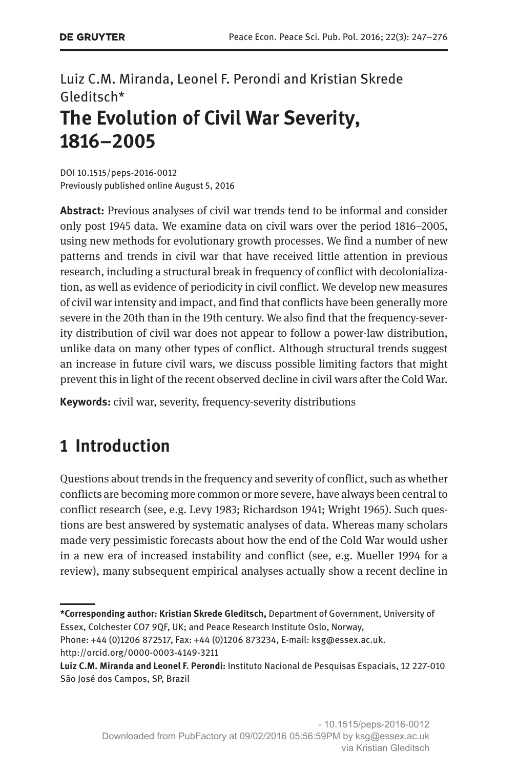Luiz C.M. Miranda, Leonel F. Perondi and Kristian Skrede Gleditsch*

# The Evolution of Civil War Severity, 1816–2005

DOI 10.1515/peps-2016-0012
Previously published online August 5, 2016

**Abstract:** Previous analyses of civil war trends tend to be informal and consider only post 1945 data. We examine data on civil wars over the period 1816–2005, using new methods for evolutionary growth processes. We find a number of new patterns and trends in civil war that have received little attention in previous research, including a structural break in frequency of conflict with decolonialization, as well as evidence of periodicity in civil conflict. We develop new measures of civil war intensity and impact, and find that conflicts have been generally more severe in the 20th than in the 19th century. We also find that the frequency-severity distribution of civil war does not appear to follow a power-law distribution, unlike data on many other types of conflict. Although structural trends suggest an increase in future civil wars, we discuss possible limiting factors that might prevent this in light of the recent observed decline in civil wars after the Cold War.

**Keywords:** civil war, severity, frequency-severity distributions

## 1 Introduction

Questions about trends in the frequency and severity of conflict, such as whether conflicts are becoming more common or more severe, have always been central to conflict research (see, e.g. Levy 1983; Richardson 1941; Wright 1965). Such questions are best answered by systematic analyses of data. Whereas many scholars made very pessimistic forecasts about how the end of the Cold War would usher in a new era of increased instability and conflict (see, e.g. Mueller 1994 for a review), many subsequent empirical analyses actually show a recent decline in

---

***Corresponding author: Kristian Skrede Gleditsch,** Department of Government, University of Essex, Colchester CO7 9QF, UK; and Peace Research Institute Oslo, Norway,
Phone: +44 (0)1206 872517, Fax: +44 (0)1206 873234, E-mail: ksg@essex.ac.uk.
http://orcid.org/0000-0003-4149-3211

**Luiz C.M. Miranda and Leonel F. Perondi:** Instituto Nacional de Pesquisas Espaciais, 12 227-010 São José dos Campos, SP, Brazil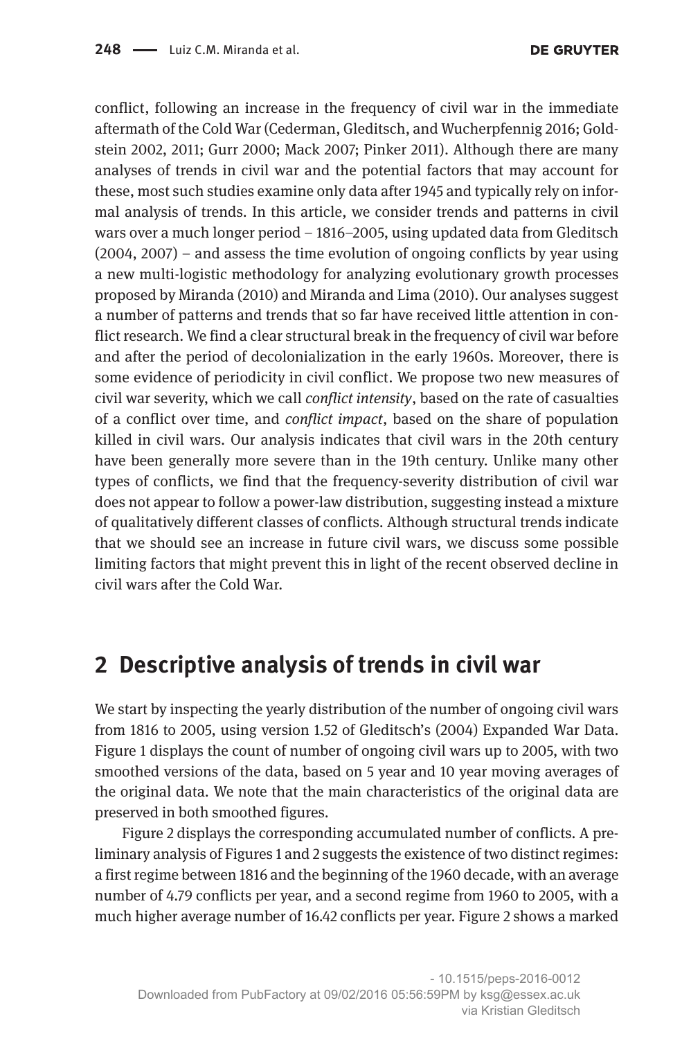conflict, following an increase in the frequency of civil war in the immediate aftermath of the Cold War (Cederman, Gleditsch, and Wucherpfennig 2016; Goldstein 2002, 2011; Gurr 2000; Mack 2007; Pinker 2011). Although there are many analyses of trends in civil war and the potential factors that may account for these, most such studies examine only data after 1945 and typically rely on informal analysis of trends. In this article, we consider trends and patterns in civil wars over a much longer period – 1816–2005, using updated data from Gleditsch (2004, 2007) – and assess the time evolution of ongoing conflicts by year using a new multi-logistic methodology for analyzing evolutionary growth processes proposed by Miranda (2010) and Miranda and Lima (2010). Our analyses suggest a number of patterns and trends that so far have received little attention in conflict research. We find a clear structural break in the frequency of civil war before and after the period of decolonialization in the early 1960s. Moreover, there is some evidence of periodicity in civil conflict. We propose two new measures of civil war severity, which we call *conflict intensity*, based on the rate of casualties of a conflict over time, and *conflict impact*, based on the share of population killed in civil wars. Our analysis indicates that civil wars in the 20th century have been generally more severe than in the 19th century. Unlike many other types of conflicts, we find that the frequency-severity distribution of civil war does not appear to follow a power-law distribution, suggesting instead a mixture of qualitatively different classes of conflicts. Although structural trends indicate that we should see an increase in future civil wars, we discuss some possible limiting factors that might prevent this in light of the recent observed decline in civil wars after the Cold War.

## 2 Descriptive analysis of trends in civil war

We start by inspecting the yearly distribution of the number of ongoing civil wars from 1816 to 2005, using version 1.52 of Gleditsch's (2004) Expanded War Data. Figure 1 displays the count of number of ongoing civil wars up to 2005, with two smoothed versions of the data, based on 5 year and 10 year moving averages of the original data. We note that the main characteristics of the original data are preserved in both smoothed figures.

Figure 2 displays the corresponding accumulated number of conflicts. A preliminary analysis of Figures 1 and 2 suggests the existence of two distinct regimes: a first regime between 1816 and the beginning of the 1960 decade, with an average number of 4.79 conflicts per year, and a second regime from 1960 to 2005, with a much higher average number of 16.42 conflicts per year. Figure 2 shows a marked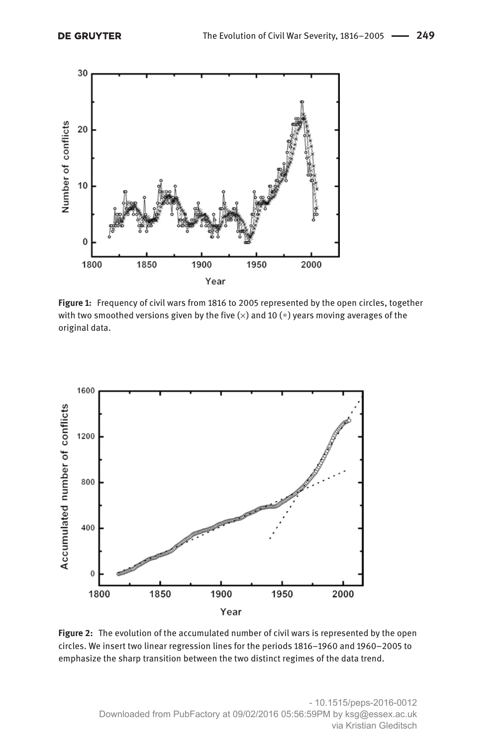**Figure 1:** Frequency of civil wars from 1816 to 2005 represented by the open circles, together with two smoothed versions given by the five (×) and 10 (∗) years moving averages of the original data.

**Figure 2:** The evolution of the accumulated number of civil wars is represented by the open circles. We insert two linear regression lines for the periods 1816–1960 and 1960–2005 to emphasize the sharp transition between the two distinct regimes of the data trend.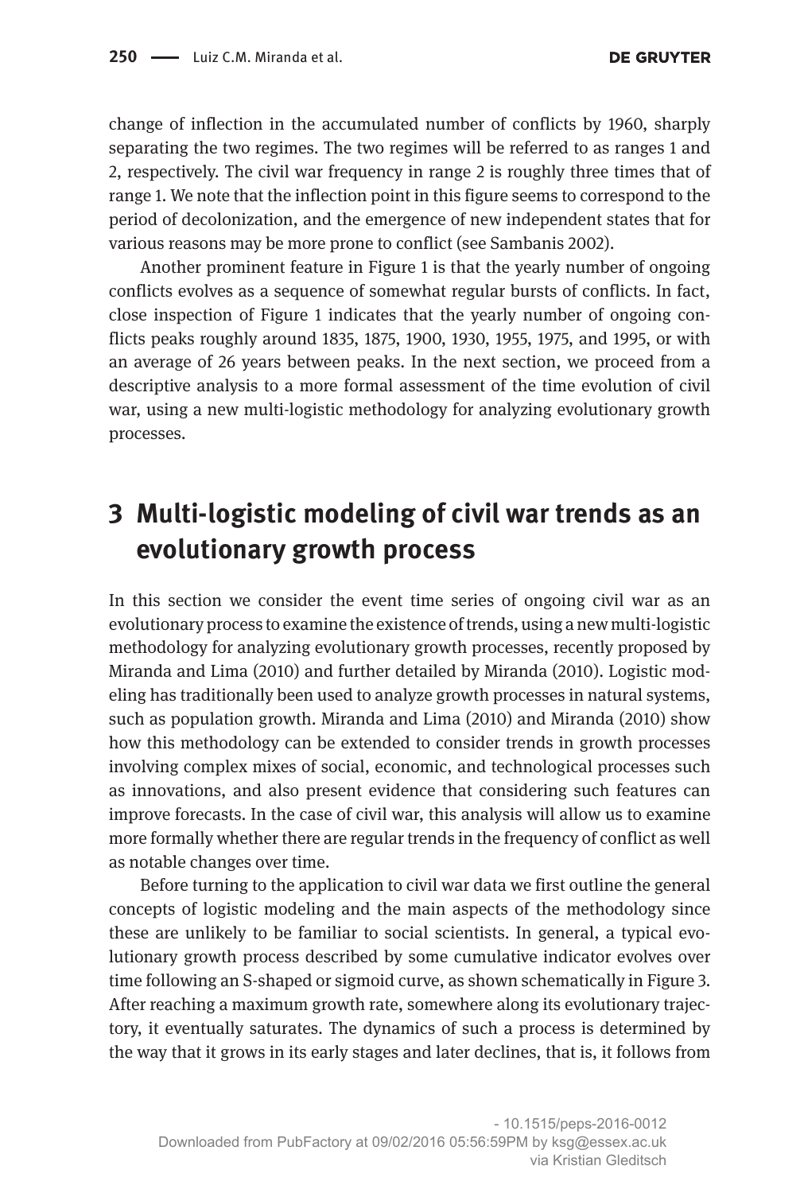change of inflection in the accumulated number of conflicts by 1960, sharply separating the two regimes. The two regimes will be referred to as ranges 1 and 2, respectively. The civil war frequency in range 2 is roughly three times that of range 1. We note that the inflection point in this figure seems to correspond to the period of decolonization, and the emergence of new independent states that for various reasons may be more prone to conflict (see Sambanis 2002).

Another prominent feature in Figure 1 is that the yearly number of ongoing conflicts evolves as a sequence of somewhat regular bursts of conflicts. In fact, close inspection of Figure 1 indicates that the yearly number of ongoing conflicts peaks roughly around 1835, 1875, 1900, 1930, 1955, 1975, and 1995, or with an average of 26 years between peaks. In the next section, we proceed from a descriptive analysis to a more formal assessment of the time evolution of civil war, using a new multi-logistic methodology for analyzing evolutionary growth processes.

# 3 Multi-logistic modeling of civil war trends as an evolutionary growth process

In this section we consider the event time series of ongoing civil war as an evolutionary process to examine the existence of trends, using a new multi-logistic methodology for analyzing evolutionary growth processes, recently proposed by Miranda and Lima (2010) and further detailed by Miranda (2010). Logistic modeling has traditionally been used to analyze growth processes in natural systems, such as population growth. Miranda and Lima (2010) and Miranda (2010) show how this methodology can be extended to consider trends in growth processes involving complex mixes of social, economic, and technological processes such as innovations, and also present evidence that considering such features can improve forecasts. In the case of civil war, this analysis will allow us to examine more formally whether there are regular trends in the frequency of conflict as well as notable changes over time.

Before turning to the application to civil war data we first outline the general concepts of logistic modeling and the main aspects of the methodology since these are unlikely to be familiar to social scientists. In general, a typical evolutionary growth process described by some cumulative indicator evolves over time following an S-shaped or sigmoid curve, as shown schematically in Figure 3. After reaching a maximum growth rate, somewhere along its evolutionary trajectory, it eventually saturates. The dynamics of such a process is determined by the way that it grows in its early stages and later declines, that is, it follows from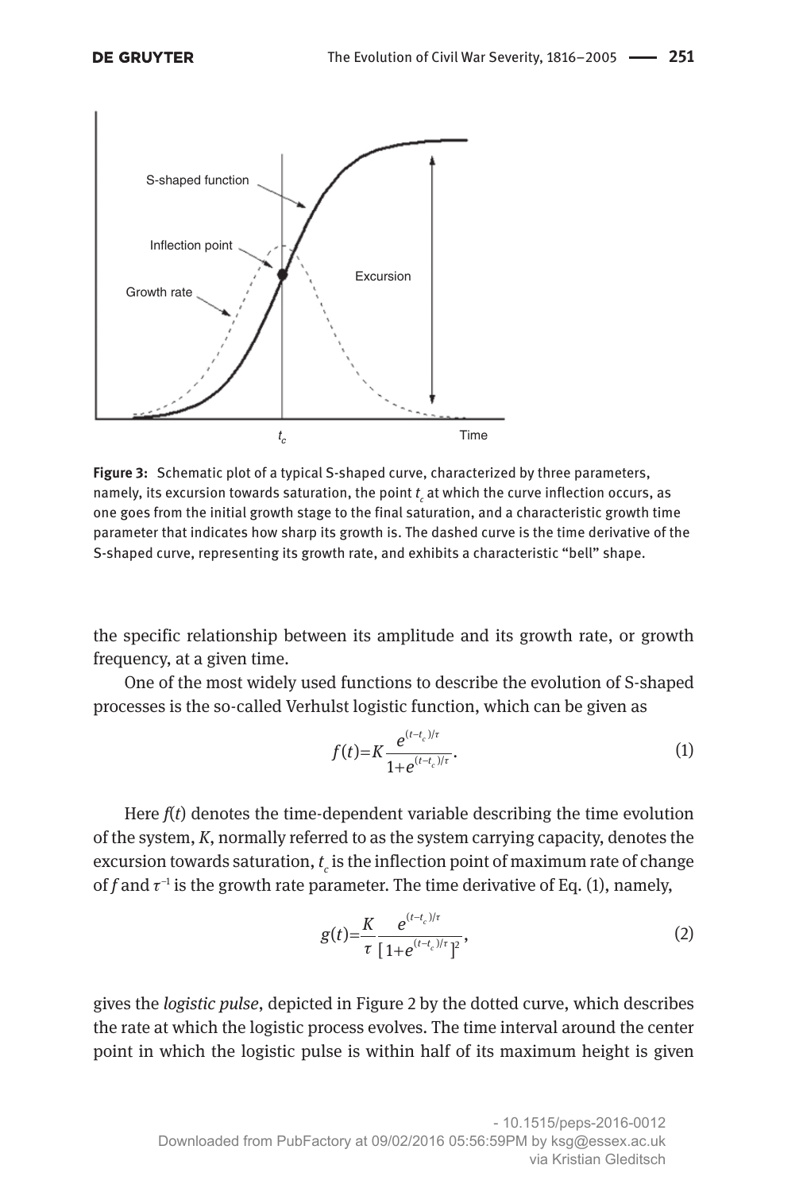**Figure 3:** Schematic plot of a typical S-shaped curve, characterized by three parameters, namely, its excursion towards saturation, the point $t_c$ at which the curve inflection occurs, as one goes from the initial growth stage to the final saturation, and a characteristic growth time parameter that indicates how sharp its growth is. The dashed curve is the time derivative of the S-shaped curve, representing its growth rate, and exhibits a characteristic "bell" shape.

the specific relationship between its amplitude and its growth rate, or growth frequency, at a given time.

One of the most widely used functions to describe the evolution of S-shaped processes is the so-called Verhulst logistic function, which can be given as

$$f(t)=K\frac{e^{(t-t_c)/\tau}}{1+e^{(t-t_c)/\tau}}. \tag{1}$$

Here $f(t)$ denotes the time-dependent variable describing the time evolution of the system, $K$, normally referred to as the system carrying capacity, denotes the excursion towards saturation, $t_c$ is the inflection point of maximum rate of change of $f$ and $\tau^{-1}$ is the growth rate parameter. The time derivative of Eq. (1), namely,

$$g(t)=\frac{K}{\tau}\frac{e^{(t-t_c)/\tau}}{[1+e^{(t-t_c)/\tau}]^2}, \tag{2}$$

gives the *logistic pulse*, depicted in Figure 2 by the dotted curve, which describes the rate at which the logistic process evolves. The time interval around the center point in which the logistic pulse is within half of its maximum height is given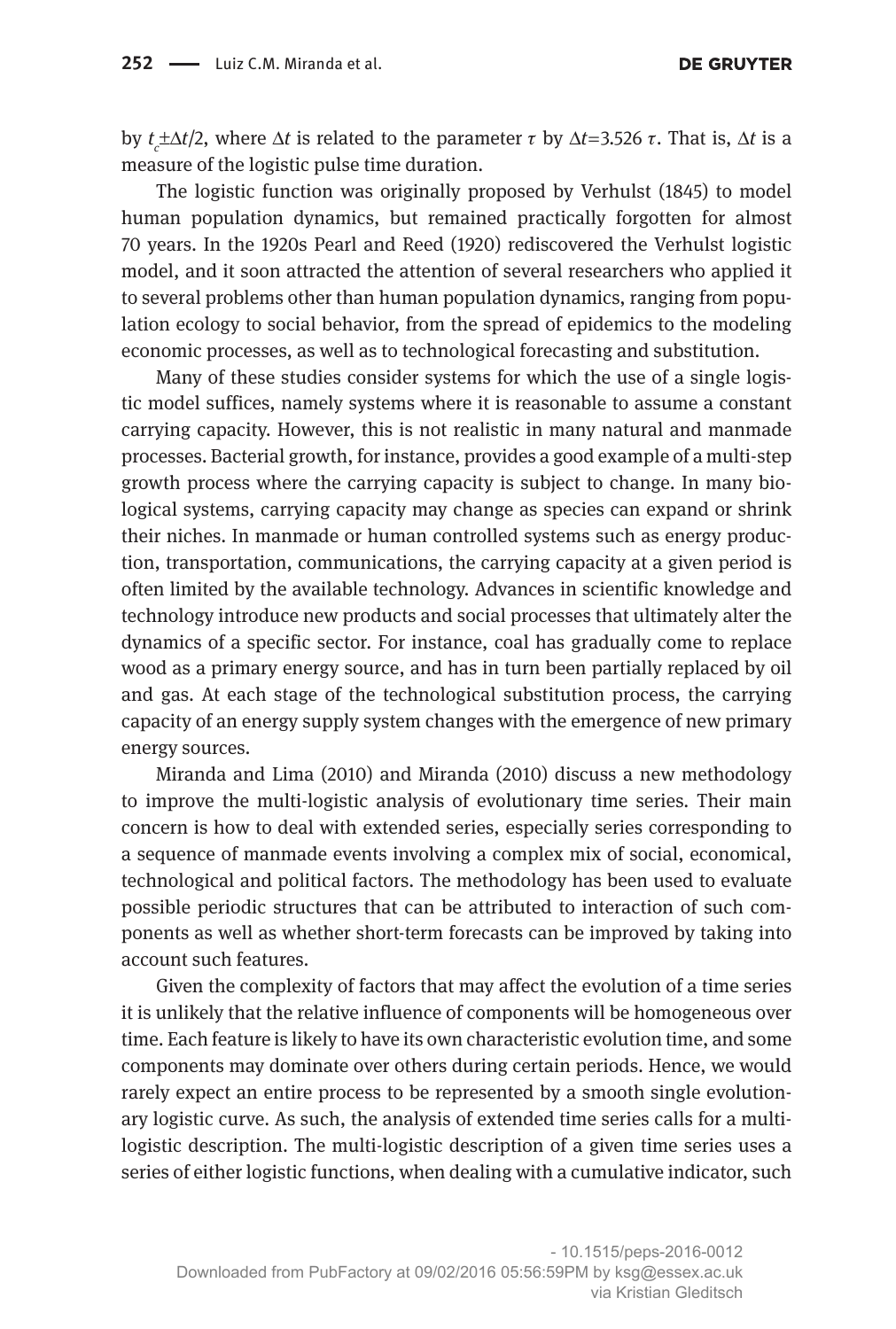by $t_c \pm \Delta t/2$, where $\Delta t$ is related to the parameter $\tau$ by $\Delta t = 3.526\,\tau$. That is, $\Delta t$ is a measure of the logistic pulse time duration.

The logistic function was originally proposed by Verhulst (1845) to model human population dynamics, but remained practically forgotten for almost 70 years. In the 1920s Pearl and Reed (1920) rediscovered the Verhulst logistic model, and it soon attracted the attention of several researchers who applied it to several problems other than human population dynamics, ranging from population ecology to social behavior, from the spread of epidemics to the modeling economic processes, as well as to technological forecasting and substitution.

Many of these studies consider systems for which the use of a single logistic model suffices, namely systems where it is reasonable to assume a constant carrying capacity. However, this is not realistic in many natural and manmade processes. Bacterial growth, for instance, provides a good example of a multi-step growth process where the carrying capacity is subject to change. In many biological systems, carrying capacity may change as species can expand or shrink their niches. In manmade or human controlled systems such as energy production, transportation, communications, the carrying capacity at a given period is often limited by the available technology. Advances in scientific knowledge and technology introduce new products and social processes that ultimately alter the dynamics of a specific sector. For instance, coal has gradually come to replace wood as a primary energy source, and has in turn been partially replaced by oil and gas. At each stage of the technological substitution process, the carrying capacity of an energy supply system changes with the emergence of new primary energy sources.

Miranda and Lima (2010) and Miranda (2010) discuss a new methodology to improve the multi-logistic analysis of evolutionary time series. Their main concern is how to deal with extended series, especially series corresponding to a sequence of manmade events involving a complex mix of social, economical, technological and political factors. The methodology has been used to evaluate possible periodic structures that can be attributed to interaction of such components as well as whether short-term forecasts can be improved by taking into account such features.

Given the complexity of factors that may affect the evolution of a time series it is unlikely that the relative influence of components will be homogeneous over time. Each feature is likely to have its own characteristic evolution time, and some components may dominate over others during certain periods. Hence, we would rarely expect an entire process to be represented by a smooth single evolutionary logistic curve. As such, the analysis of extended time series calls for a multi-logistic description. The multi-logistic description of a given time series uses a series of either logistic functions, when dealing with a cumulative indicator, such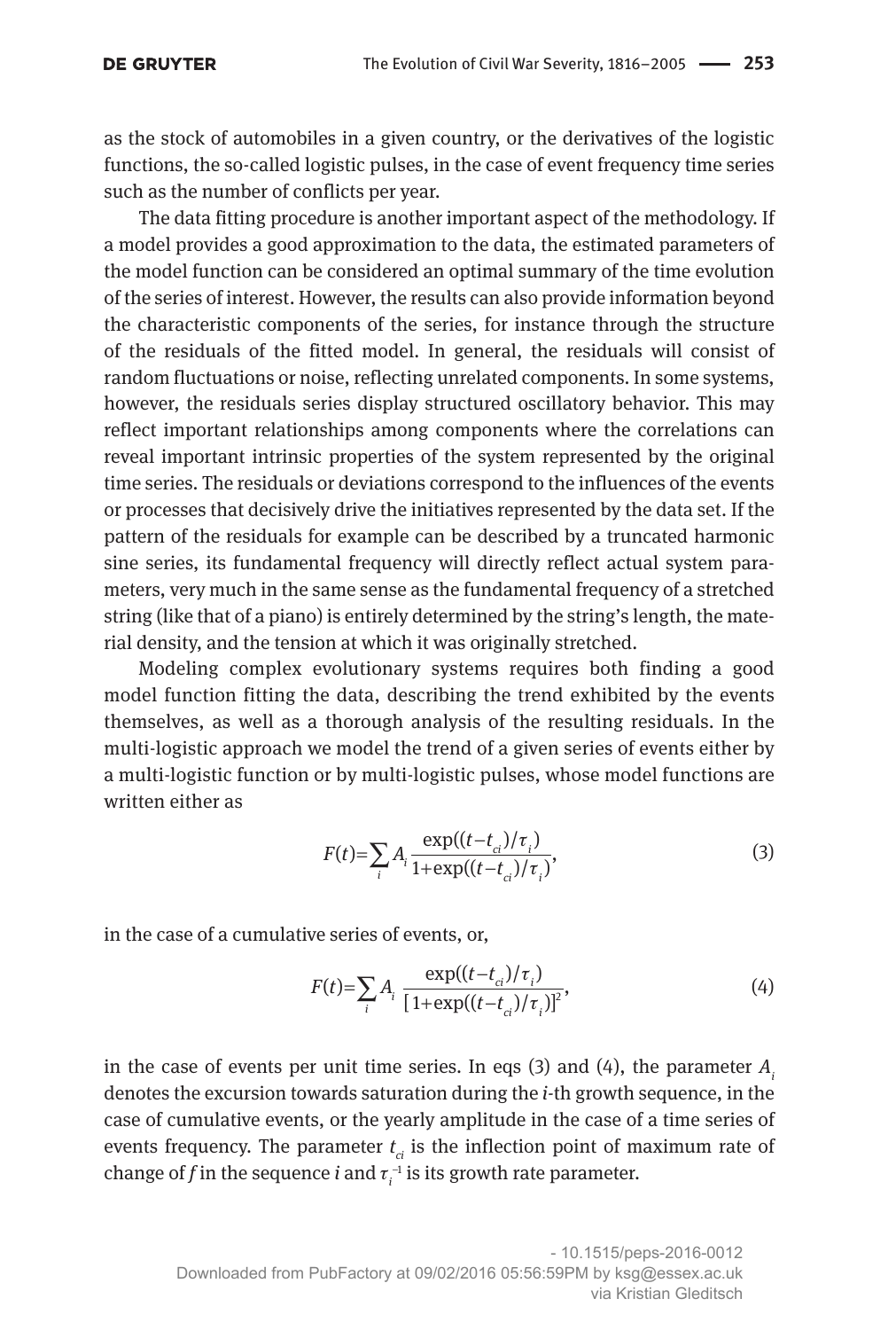as the stock of automobiles in a given country, or the derivatives of the logistic functions, the so-called logistic pulses, in the case of event frequency time series such as the number of conflicts per year.

The data fitting procedure is another important aspect of the methodology. If a model provides a good approximation to the data, the estimated parameters of the model function can be considered an optimal summary of the time evolution of the series of interest. However, the results can also provide information beyond the characteristic components of the series, for instance through the structure of the residuals of the fitted model. In general, the residuals will consist of random fluctuations or noise, reflecting unrelated components. In some systems, however, the residuals series display structured oscillatory behavior. This may reflect important relationships among components where the correlations can reveal important intrinsic properties of the system represented by the original time series. The residuals or deviations correspond to the influences of the events or processes that decisively drive the initiatives represented by the data set. If the pattern of the residuals for example can be described by a truncated harmonic sine series, its fundamental frequency will directly reflect actual system parameters, very much in the same sense as the fundamental frequency of a stretched string (like that of a piano) is entirely determined by the string's length, the material density, and the tension at which it was originally stretched.

Modeling complex evolutionary systems requires both finding a good model function fitting the data, describing the trend exhibited by the events themselves, as well as a thorough analysis of the resulting residuals. In the multi-logistic approach we model the trend of a given series of events either by a multi-logistic function or by multi-logistic pulses, whose model functions are written either as

$$F(t)=\sum_i A_i \frac{\exp((t-t_{ci})/\tau_i)}{1+\exp((t-t_{ci})/\tau_i)}, \tag{3}$$

in the case of a cumulative series of events, or,

$$F(t)=\sum_i A_i \frac{\exp((t-t_{ci})/\tau_i)}{[1+\exp((t-t_{ci})/\tau_i)]^2}, \tag{4}$$

in the case of events per unit time series. In eqs (3) and (4), the parameter $A_i$ denotes the excursion towards saturation during the $i$-th growth sequence, in the case of cumulative events, or the yearly amplitude in the case of a time series of events frequency. The parameter $t_{ci}$ is the inflection point of maximum rate of change of $f$ in the sequence $i$ and $\tau_i^{-1}$ is its growth rate parameter.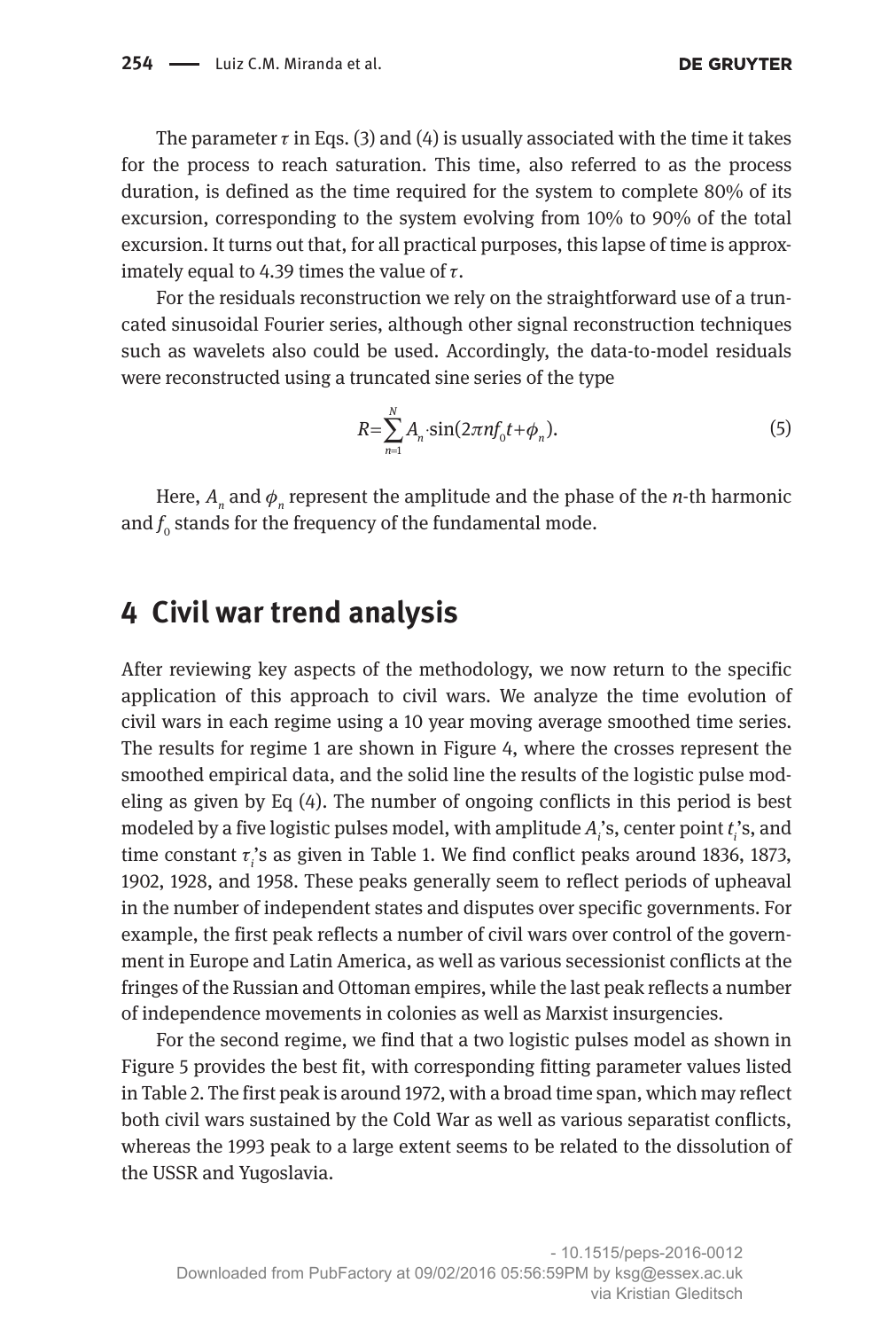The parameter $\tau$ in Eqs. (3) and (4) is usually associated with the time it takes for the process to reach saturation. This time, also referred to as the process duration, is defined as the time required for the system to complete 80% of its excursion, corresponding to the system evolving from 10% to 90% of the total excursion. It turns out that, for all practical purposes, this lapse of time is approximately equal to 4.39 times the value of $\tau$.

For the residuals reconstruction we rely on the straightforward use of a truncated sinusoidal Fourier series, although other signal reconstruction techniques such as wavelets also could be used. Accordingly, the data-to-model residuals were reconstructed using a truncated sine series of the type

$$R=\sum_{n=1}^{N} A_n \cdot \sin(2\pi n f_0 t+\phi_n). \tag{5}$$

Here, $A_n$ and $\phi_n$ represent the amplitude and the phase of the $n$-th harmonic and $f_0$ stands for the frequency of the fundamental mode.

## 4 Civil war trend analysis

After reviewing key aspects of the methodology, we now return to the specific application of this approach to civil wars. We analyze the time evolution of civil wars in each regime using a 10 year moving average smoothed time series. The results for regime 1 are shown in Figure 4, where the crosses represent the smoothed empirical data, and the solid line the results of the logistic pulse modeling as given by Eq (4). The number of ongoing conflicts in this period is best modeled by a five logistic pulses model, with amplitude $A_i$'s, center point $t_i$'s, and time constant $\tau_i$'s as given in Table 1. We find conflict peaks around 1836, 1873, 1902, 1928, and 1958. These peaks generally seem to reflect periods of upheaval in the number of independent states and disputes over specific governments. For example, the first peak reflects a number of civil wars over control of the government in Europe and Latin America, as well as various secessionist conflicts at the fringes of the Russian and Ottoman empires, while the last peak reflects a number of independence movements in colonies as well as Marxist insurgencies.

For the second regime, we find that a two logistic pulses model as shown in Figure 5 provides the best fit, with corresponding fitting parameter values listed in Table 2. The first peak is around 1972, with a broad time span, which may reflect both civil wars sustained by the Cold War as well as various separatist conflicts, whereas the 1993 peak to a large extent seems to be related to the dissolution of the USSR and Yugoslavia.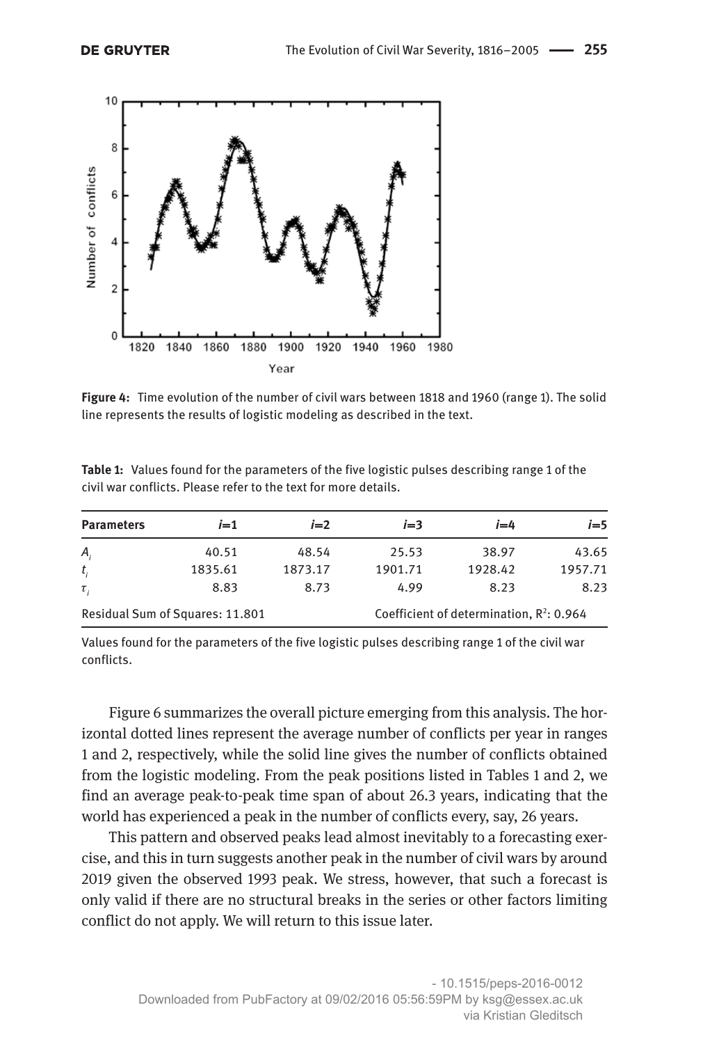**Figure 4:** Time evolution of the number of civil wars between 1818 and 1960 (range 1). The solid line represents the results of logistic modeling as described in the text.

**Table 1:** Values found for the parameters of the five logistic pulses describing range 1 of the civil war conflicts. Please refer to the text for more details.

| Parameters | $i$=1 | $i$=2 | $i$=3 | $i$=4 | $i$=5 |
|---|---|---|---|---|---|
| $A_i$ | 40.51 | 48.54 | 25.53 | 38.97 | 43.65 |
| $t_i$ | 1835.61 | 1873.17 | 1901.71 | 1928.42 | 1957.71 |
| $\tau_i$ | 8.83 | 8.73 | 4.99 | 8.23 | 8.23 |
| Residual Sum of Squares: 11.801 | | | Coefficient of determination, $R^2$: 0.964 | | |

Values found for the parameters of the five logistic pulses describing range 1 of the civil war conflicts.

Figure 6 summarizes the overall picture emerging from this analysis. The horizontal dotted lines represent the average number of conflicts per year in ranges 1 and 2, respectively, while the solid line gives the number of conflicts obtained from the logistic modeling. From the peak positions listed in Tables 1 and 2, we find an average peak-to-peak time span of about 26.3 years, indicating that the world has experienced a peak in the number of conflicts every, say, 26 years.

This pattern and observed peaks lead almost inevitably to a forecasting exercise, and this in turn suggests another peak in the number of civil wars by around 2019 given the observed 1993 peak. We stress, however, that such a forecast is only valid if there are no structural breaks in the series or other factors limiting conflict do not apply. We will return to this issue later.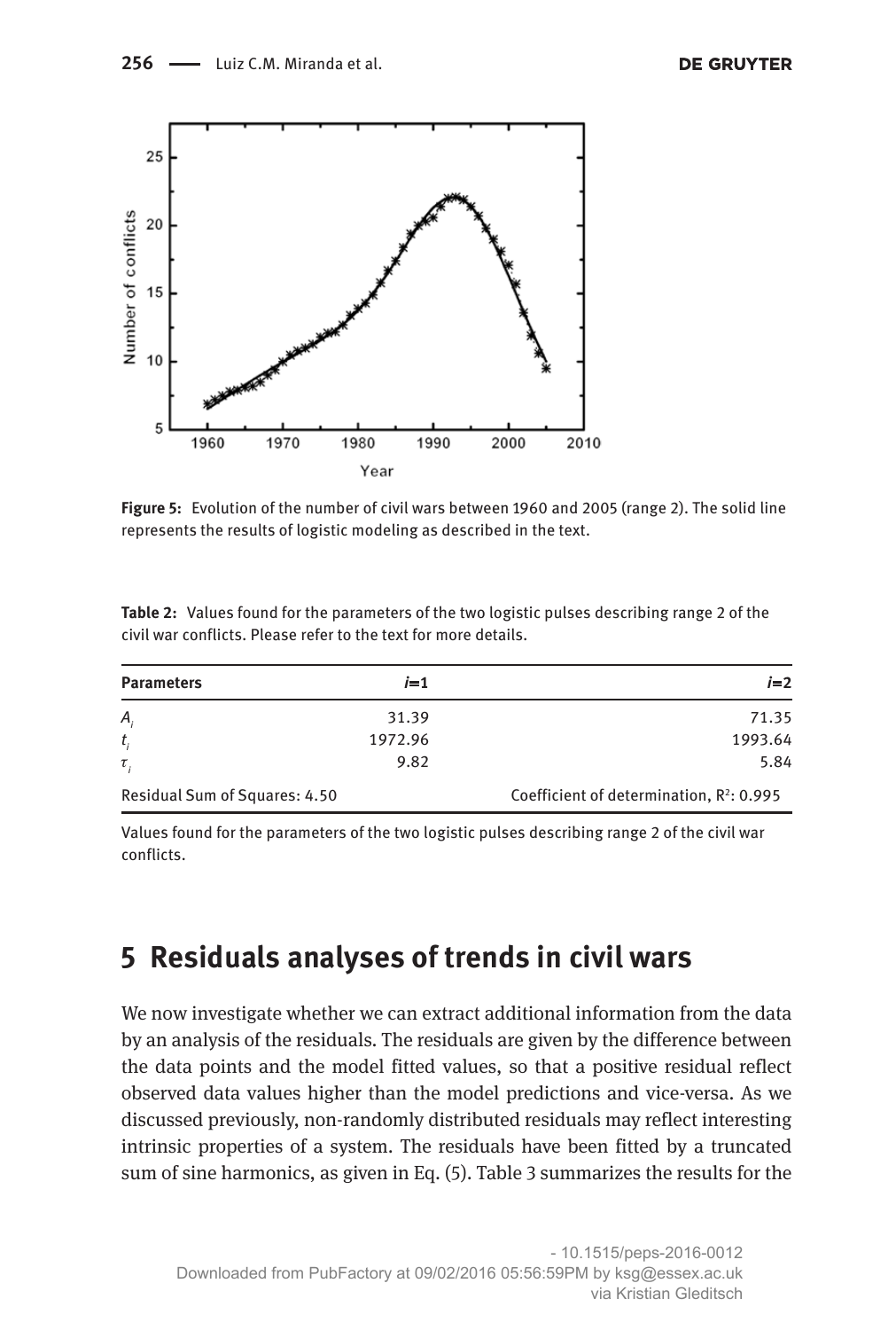**Figure 5:** Evolution of the number of civil wars between 1960 and 2005 (range 2). The solid line represents the results of logistic modeling as described in the text.

**Table 2:** Values found for the parameters of the two logistic pulses describing range 2 of the civil war conflicts. Please refer to the text for more details.

| Parameters | $i$=1 | $i$=2 |
|---|---|---|
| $A_i$ | 31.39 | 71.35 |
| $t_i$ | 1972.96 | 1993.64 |
| $\tau_i$ | 9.82 | 5.84 |
| Residual Sum of Squares: 4.50 | | Coefficient of determination, $R^2$: 0.995 |

Values found for the parameters of the two logistic pulses describing range 2 of the civil war conflicts.

## 5 Residuals analyses of trends in civil wars

We now investigate whether we can extract additional information from the data by an analysis of the residuals. The residuals are given by the difference between the data points and the model fitted values, so that a positive residual reflect observed data values higher than the model predictions and vice-versa. As we discussed previously, non-randomly distributed residuals may reflect interesting intrinsic properties of a system. The residuals have been fitted by a truncated sum of sine harmonics, as given in Eq. (5). Table 3 summarizes the results for the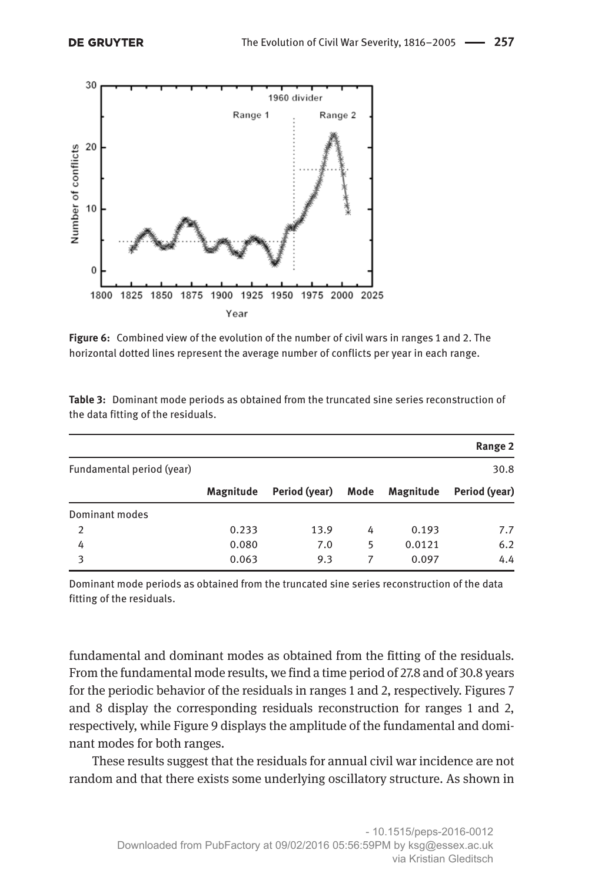**Figure 6:** Combined view of the evolution of the number of civil wars in ranges 1 and 2. The horizontal dotted lines represent the average number of conflicts per year in each range.

**Table 3:** Dominant mode periods as obtained from the truncated sine series reconstruction of the data fitting of the residuals.

| | | | | | **Range 2** |
|---|---|---|---|---|---|
| Fundamental period (year) | | | | | 30.8 |
| | **Magnitude** | **Period (year)** | **Mode** | **Magnitude** | **Period (year)** |
| Dominant modes | | | | | |
| 2 | 0.233 | 13.9 | 4 | 0.193 | 7.7 |
| 4 | 0.080 | 7.0 | 5 | 0.0121 | 6.2 |
| 3 | 0.063 | 9.3 | 7 | 0.097 | 4.4 |

Dominant mode periods as obtained from the truncated sine series reconstruction of the data fitting of the residuals.

fundamental and dominant modes as obtained from the fitting of the residuals. From the fundamental mode results, we find a time period of 27.8 and of 30.8 years for the periodic behavior of the residuals in ranges 1 and 2, respectively. Figures 7 and 8 display the corresponding residuals reconstruction for ranges 1 and 2, respectively, while Figure 9 displays the amplitude of the fundamental and dominant modes for both ranges.

These results suggest that the residuals for annual civil war incidence are not random and that there exists some underlying oscillatory structure. As shown in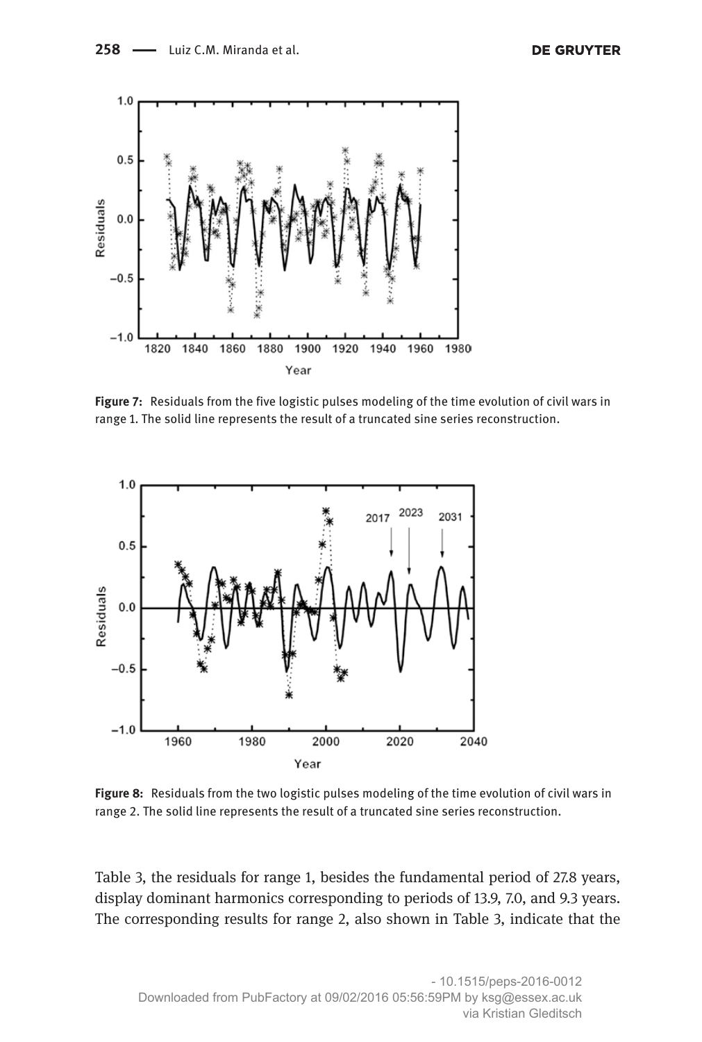**Figure 7:** Residuals from the five logistic pulses modeling of the time evolution of civil wars in range 1. The solid line represents the result of a truncated sine series reconstruction.

**Figure 8:** Residuals from the two logistic pulses modeling of the time evolution of civil wars in range 2. The solid line represents the result of a truncated sine series reconstruction.

Table 3, the residuals for range 1, besides the fundamental period of 27.8 years, display dominant harmonics corresponding to periods of 13.9, 7.0, and 9.3 years. The corresponding results for range 2, also shown in Table 3, indicate that the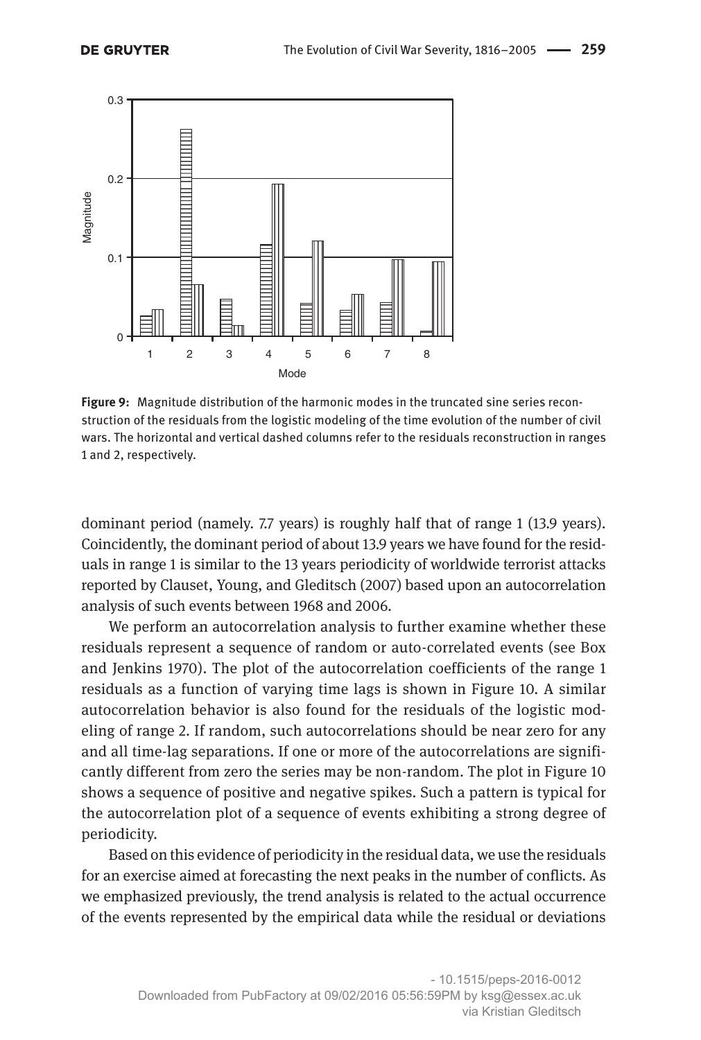**Figure 9:** Magnitude distribution of the harmonic modes in the truncated sine series reconstruction of the residuals from the logistic modeling of the time evolution of the number of civil wars. The horizontal and vertical dashed columns refer to the residuals reconstruction in ranges 1 and 2, respectively.

dominant period (namely. 7.7 years) is roughly half that of range 1 (13.9 years). Coincidently, the dominant period of about 13.9 years we have found for the residuals in range 1 is similar to the 13 years periodicity of worldwide terrorist attacks reported by Clauset, Young, and Gleditsch (2007) based upon an autocorrelation analysis of such events between 1968 and 2006.

We perform an autocorrelation analysis to further examine whether these residuals represent a sequence of random or auto-correlated events (see Box and Jenkins 1970). The plot of the autocorrelation coefficients of the range 1 residuals as a function of varying time lags is shown in Figure 10. A similar autocorrelation behavior is also found for the residuals of the logistic modeling of range 2. If random, such autocorrelations should be near zero for any and all time-lag separations. If one or more of the autocorrelations are significantly different from zero the series may be non-random. The plot in Figure 10 shows a sequence of positive and negative spikes. Such a pattern is typical for the autocorrelation plot of a sequence of events exhibiting a strong degree of periodicity.

Based on this evidence of periodicity in the residual data, we use the residuals for an exercise aimed at forecasting the next peaks in the number of conflicts. As we emphasized previously, the trend analysis is related to the actual occurrence of the events represented by the empirical data while the residual or deviations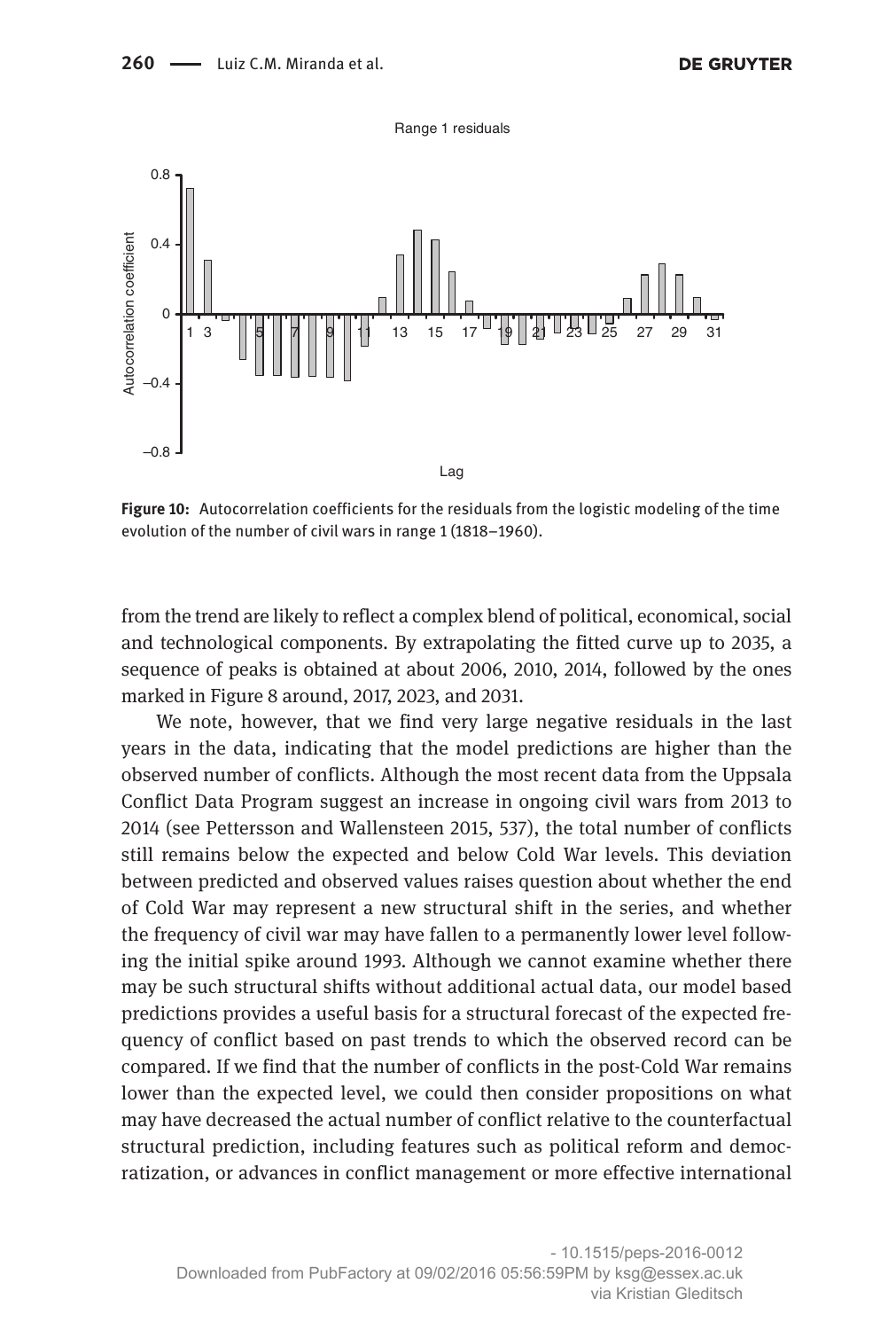Range 1 residuals

Figure 10: Autocorrelation coefficients for the residuals from the logistic modeling of the time evolution of the number of civil wars in range 1 (1818–1960).

from the trend are likely to reflect a complex blend of political, economical, social and technological components. By extrapolating the fitted curve up to 2035, a sequence of peaks is obtained at about 2006, 2010, 2014, followed by the ones marked in Figure 8 around, 2017, 2023, and 2031.

We note, however, that we find very large negative residuals in the last years in the data, indicating that the model predictions are higher than the observed number of conflicts. Although the most recent data from the Uppsala Conflict Data Program suggest an increase in ongoing civil wars from 2013 to 2014 (see Pettersson and Wallensteen 2015, 537), the total number of conflicts still remains below the expected and below Cold War levels. This deviation between predicted and observed values raises question about whether the end of Cold War may represent a new structural shift in the series, and whether the frequency of civil war may have fallen to a permanently lower level following the initial spike around 1993. Although we cannot examine whether there may be such structural shifts without additional actual data, our model based predictions provides a useful basis for a structural forecast of the expected frequency of conflict based on past trends to which the observed record can be compared. If we find that the number of conflicts in the post-Cold War remains lower than the expected level, we could then consider propositions on what may have decreased the actual number of conflict relative to the counterfactual structural prediction, including features such as political reform and democratization, or advances in conflict management or more effective international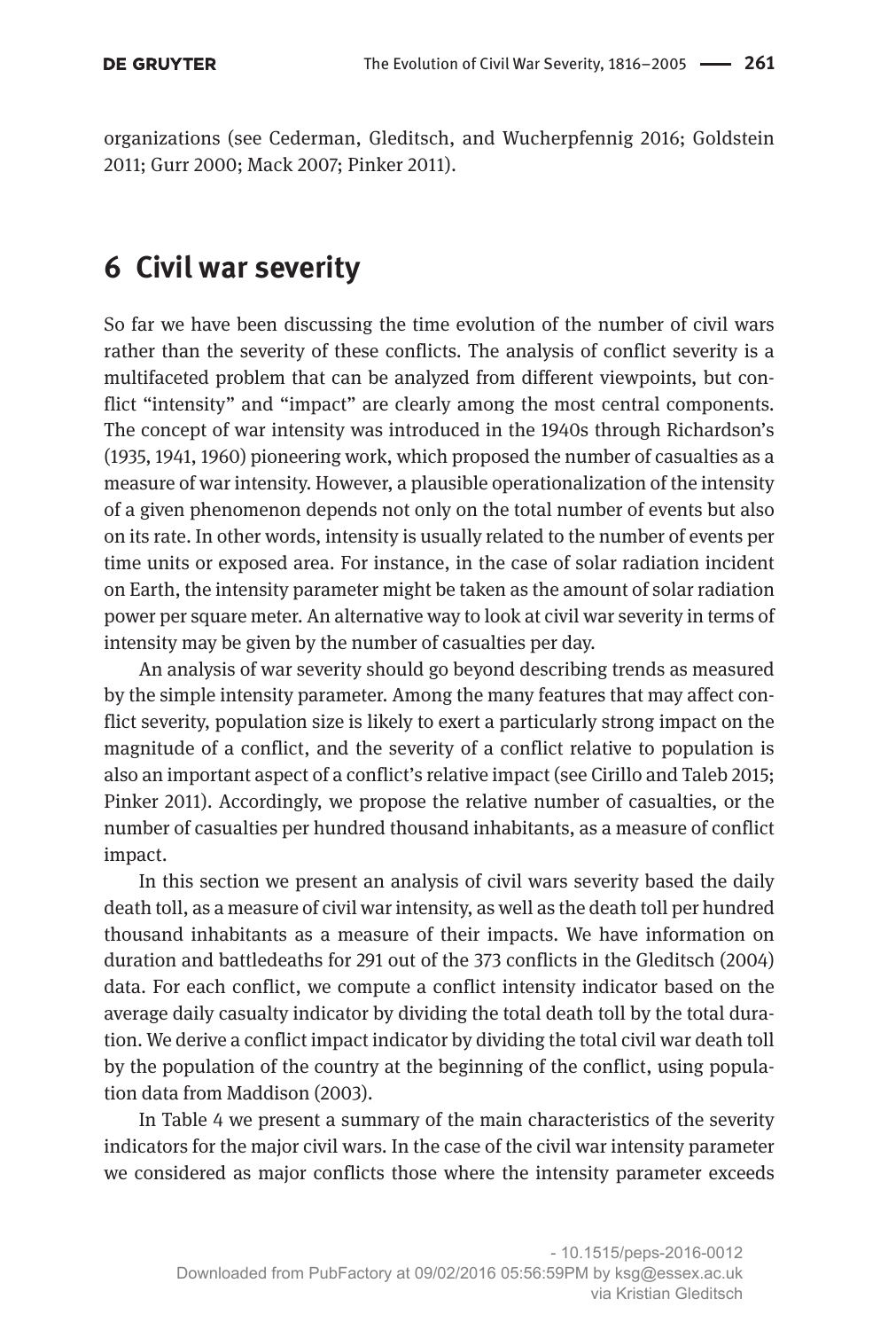organizations (see Cederman, Gleditsch, and Wucherpfennig 2016; Goldstein 2011; Gurr 2000; Mack 2007; Pinker 2011).

## 6 Civil war severity

So far we have been discussing the time evolution of the number of civil wars rather than the severity of these conflicts. The analysis of conflict severity is a multifaceted problem that can be analyzed from different viewpoints, but conflict "intensity" and "impact" are clearly among the most central components. The concept of war intensity was introduced in the 1940s through Richardson's (1935, 1941, 1960) pioneering work, which proposed the number of casualties as a measure of war intensity. However, a plausible operationalization of the intensity of a given phenomenon depends not only on the total number of events but also on its rate. In other words, intensity is usually related to the number of events per time units or exposed area. For instance, in the case of solar radiation incident on Earth, the intensity parameter might be taken as the amount of solar radiation power per square meter. An alternative way to look at civil war severity in terms of intensity may be given by the number of casualties per day.

An analysis of war severity should go beyond describing trends as measured by the simple intensity parameter. Among the many features that may affect conflict severity, population size is likely to exert a particularly strong impact on the magnitude of a conflict, and the severity of a conflict relative to population is also an important aspect of a conflict's relative impact (see Cirillo and Taleb 2015; Pinker 2011). Accordingly, we propose the relative number of casualties, or the number of casualties per hundred thousand inhabitants, as a measure of conflict impact.

In this section we present an analysis of civil wars severity based the daily death toll, as a measure of civil war intensity, as well as the death toll per hundred thousand inhabitants as a measure of their impacts. We have information on duration and battledeaths for 291 out of the 373 conflicts in the Gleditsch (2004) data. For each conflict, we compute a conflict intensity indicator based on the average daily casualty indicator by dividing the total death toll by the total duration. We derive a conflict impact indicator by dividing the total civil war death toll by the population of the country at the beginning of the conflict, using population data from Maddison (2003).

In Table 4 we present a summary of the main characteristics of the severity indicators for the major civil wars. In the case of the civil war intensity parameter we considered as major conflicts those where the intensity parameter exceeds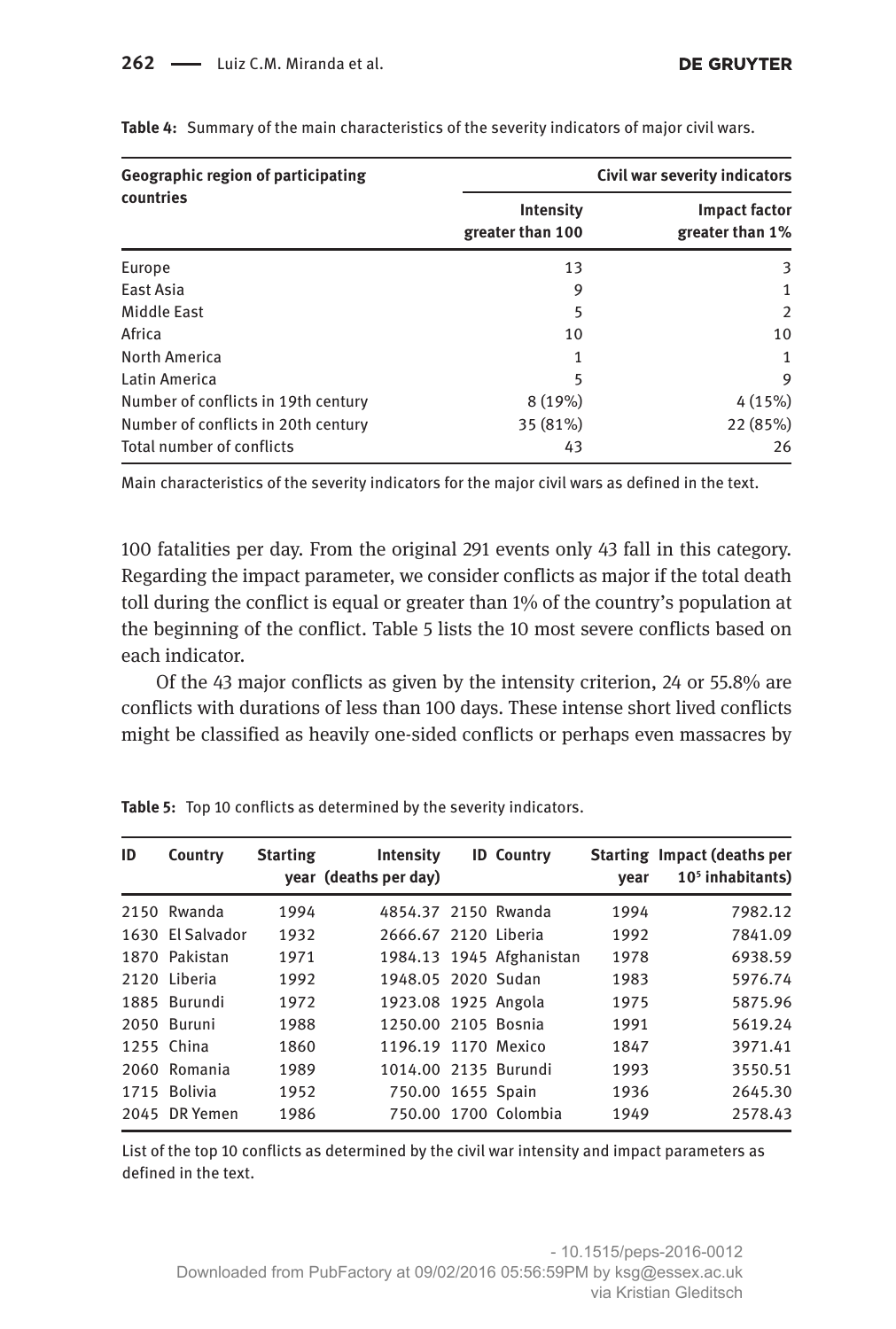**Table 4:** Summary of the main characteristics of the severity indicators of major civil wars.

| Geographic region of participating countries | Civil war severity indicators | |
|---|---|---|
| | Intensity greater than 100 | Impact factor greater than 1% |
| Europe | 13 | 3 |
| East Asia | 9 | 1 |
| Middle East | 5 | 2 |
| Africa | 10 | 10 |
| North America | 1 | 1 |
| Latin America | 5 | 9 |
| Number of conflicts in 19th century | 8 (19%) | 4 (15%) |
| Number of conflicts in 20th century | 35 (81%) | 22 (85%) |
| Total number of conflicts | 43 | 26 |

Main characteristics of the severity indicators for the major civil wars as defined in the text.

100 fatalities per day. From the original 291 events only 43 fall in this category. Regarding the impact parameter, we consider conflicts as major if the total death toll during the conflict is equal or greater than 1% of the country's population at the beginning of the conflict. Table 5 lists the 10 most severe conflicts based on each indicator.

Of the 43 major conflicts as given by the intensity criterion, 24 or 55.8% are conflicts with durations of less than 100 days. These intense short lived conflicts might be classified as heavily one-sided conflicts or perhaps even massacres by

**Table 5:** Top 10 conflicts as determined by the severity indicators.

| ID | Country | Starting year | Intensity (deaths per day) | ID | Country | Starting year | Impact (deaths per $10^5$ inhabitants) |
|---|---|---|---|---|---|---|---|
| 2150 | Rwanda | 1994 | 4854.37 | 2150 | Rwanda | 1994 | 7982.12 |
| 1630 | El Salvador | 1932 | 2666.67 | 2120 | Liberia | 1992 | 7841.09 |
| 1870 | Pakistan | 1971 | 1984.13 | 1945 | Afghanistan | 1978 | 6938.59 |
| 2120 | Liberia | 1992 | 1948.05 | 2020 | Sudan | 1983 | 5976.74 |
| 1885 | Burundi | 1972 | 1923.08 | 1925 | Angola | 1975 | 5875.96 |
| 2050 | Buruni | 1988 | 1250.00 | 2105 | Bosnia | 1991 | 5619.24 |
| 1255 | China | 1860 | 1196.19 | 1170 | Mexico | 1847 | 3971.41 |
| 2060 | Romania | 1989 | 1014.00 | 2135 | Burundi | 1993 | 3550.51 |
| 1715 | Bolivia | 1952 | 750.00 | 1655 | Spain | 1936 | 2645.30 |
| 2045 | DR Yemen | 1986 | 750.00 | 1700 | Colombia | 1949 | 2578.43 |

List of the top 10 conflicts as determined by the civil war intensity and impact parameters as defined in the text.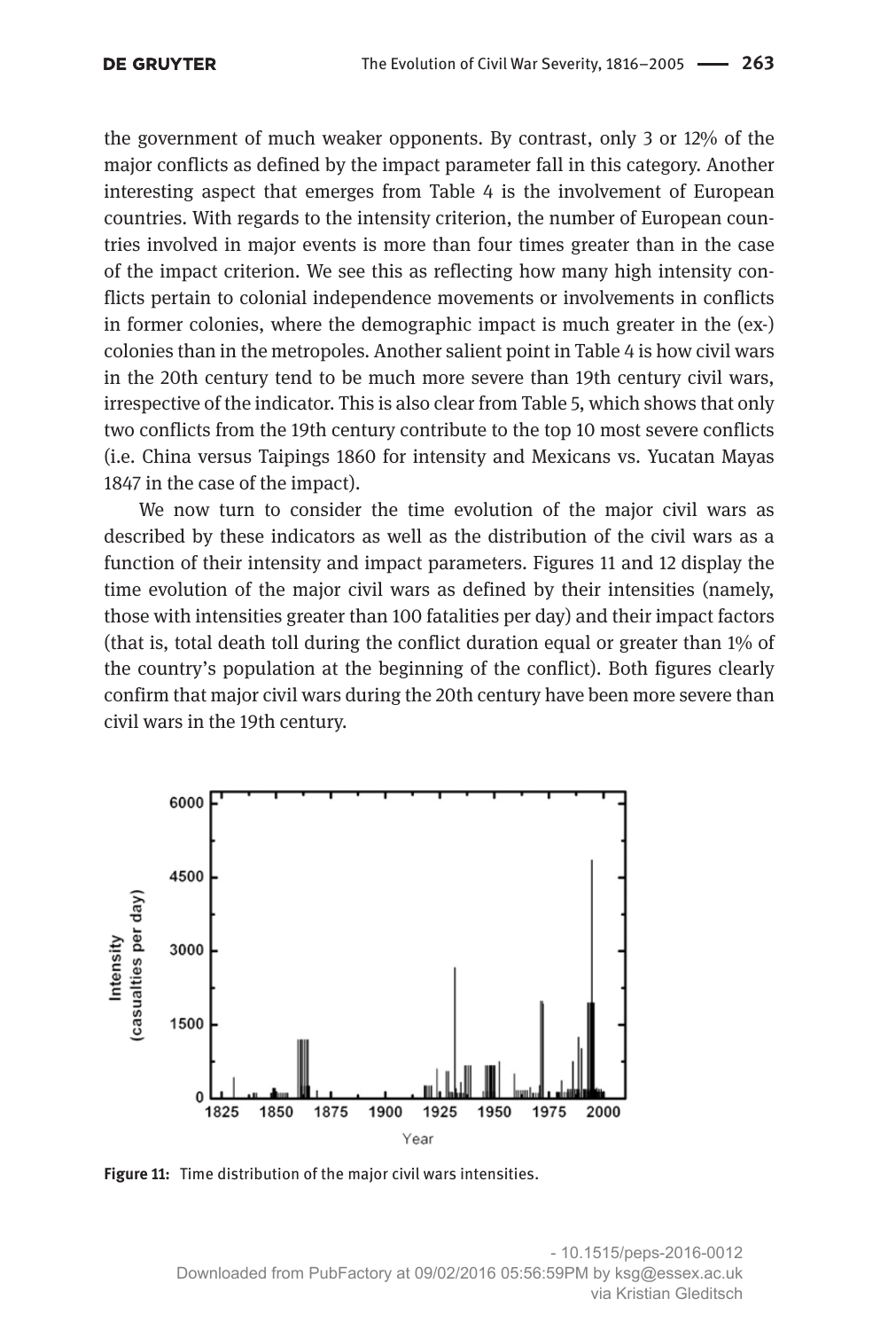the government of much weaker opponents. By contrast, only 3 or 12% of the major conflicts as defined by the impact parameter fall in this category. Another interesting aspect that emerges from Table 4 is the involvement of European countries. With regards to the intensity criterion, the number of European countries involved in major events is more than four times greater than in the case of the impact criterion. We see this as reflecting how many high intensity conflicts pertain to colonial independence movements or involvements in conflicts in former colonies, where the demographic impact is much greater in the (ex-) colonies than in the metropoles. Another salient point in Table 4 is how civil wars in the 20th century tend to be much more severe than 19th century civil wars, irrespective of the indicator. This is also clear from Table 5, which shows that only two conflicts from the 19th century contribute to the top 10 most severe conflicts (i.e. China versus Taipings 1860 for intensity and Mexicans vs. Yucatan Mayas 1847 in the case of the impact).

We now turn to consider the time evolution of the major civil wars as described by these indicators as well as the distribution of the civil wars as a function of their intensity and impact parameters. Figures 11 and 12 display the time evolution of the major civil wars as defined by their intensities (namely, those with intensities greater than 100 fatalities per day) and their impact factors (that is, total death toll during the conflict duration equal or greater than 1% of the country's population at the beginning of the conflict). Both figures clearly confirm that major civil wars during the 20th century have been more severe than civil wars in the 19th century.

**Figure 11:** Time distribution of the major civil wars intensities.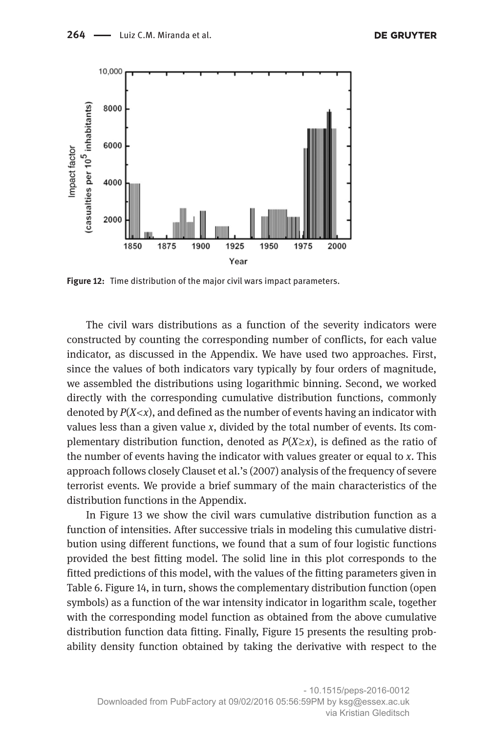Figure 12: Time distribution of the major civil wars impact parameters.

The civil wars distributions as a function of the severity indicators were constructed by counting the corresponding number of conflicts, for each value indicator, as discussed in the Appendix. We have used two approaches. First, since the values of both indicators vary typically by four orders of magnitude, we assembled the distributions using logarithmic binning. Second, we worked directly with the corresponding cumulative distribution functions, commonly denoted by $P(X<x)$, and defined as the number of events having an indicator with values less than a given value $x$, divided by the total number of events. Its complementary distribution function, denoted as $P(X \geq x)$, is defined as the ratio of the number of events having the indicator with values greater or equal to $x$. This approach follows closely Clauset et al.'s (2007) analysis of the frequency of severe terrorist events. We provide a brief summary of the main characteristics of the distribution functions in the Appendix.

In Figure 13 we show the civil wars cumulative distribution function as a function of intensities. After successive trials in modeling this cumulative distribution using different functions, we found that a sum of four logistic functions provided the best fitting model. The solid line in this plot corresponds to the fitted predictions of this model, with the values of the fitting parameters given in Table 6. Figure 14, in turn, shows the complementary distribution function (open symbols) as a function of the war intensity indicator in logarithm scale, together with the corresponding model function as obtained from the above cumulative distribution function data fitting. Finally, Figure 15 presents the resulting probability density function obtained by taking the derivative with respect to the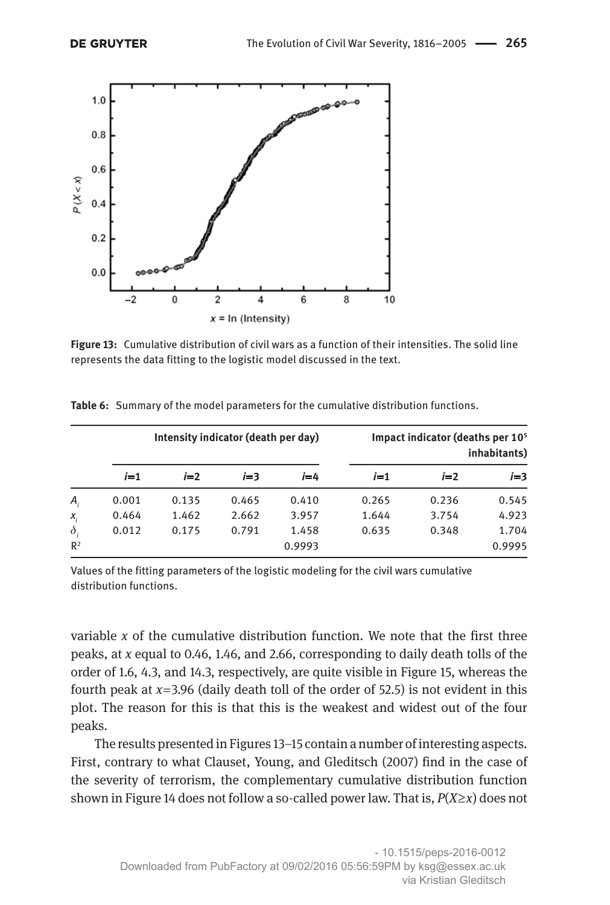**Figure 13:** Cumulative distribution of civil wars as a function of their intensities. The solid line represents the data fitting to the logistic model discussed in the text.

**Table 6:** Summary of the model parameters for the cumulative distribution functions.

| | Intensity indicator (death per day) | | | | Impact indicator (deaths per $10^5$ inhabitants) | | |
|---|---|---|---|---|---|---|---|
| | $i$=1 | $i$=2 | $i$=3 | $i$=4 | $i$=1 | $i$=2 | $i$=3 |
| $A_i$ | 0.001 | 0.135 | 0.465 | 0.410 | 0.265 | 0.236 | 0.545 |
| $x_i$ | 0.464 | 1.462 | 2.662 | 3.957 | 1.644 | 3.754 | 4.923 |
| $\delta_i$ | 0.012 | 0.175 | 0.791 | 1.458 | 0.635 | 0.348 | 1.704 |
| $R^2$ | | | | 0.9993 | | | 0.9995 |

Values of the fitting parameters of the logistic modeling for the civil wars cumulative distribution functions.

variable $x$ of the cumulative distribution function. We note that the first three peaks, at $x$ equal to 0.46, 1.46, and 2.66, corresponding to daily death tolls of the order of 1.6, 4.3, and 14.3, respectively, are quite visible in Figure 15, whereas the fourth peak at $x$=3.96 (daily death toll of the order of 52.5) is not evident in this plot. The reason for this is that this is the weakest and widest out of the four peaks.

The results presented in Figures 13–15 contain a number of interesting aspects. First, contrary to what Clauset, Young, and Gleditsch (2007) find in the case of the severity of terrorism, the complementary cumulative distribution function shown in Figure 14 does not follow a so-called power law. That is, $P(X \geq x)$ does not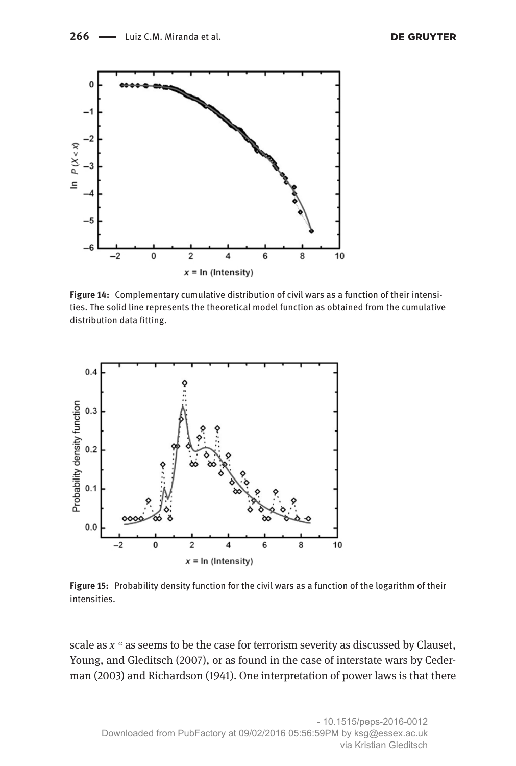Figure 14: Complementary cumulative distribution of civil wars as a function of their intensities. The solid line represents the theoretical model function as obtained from the cumulative distribution data fitting.

Figure 15: Probability density function for the civil wars as a function of the logarithm of their intensities.

scale as $x^{-\alpha}$ as seems to be the case for terrorism severity as discussed by Clauset, Young, and Gleditsch (2007), or as found in the case of interstate wars by Cederman (2003) and Richardson (1941). One interpretation of power laws is that there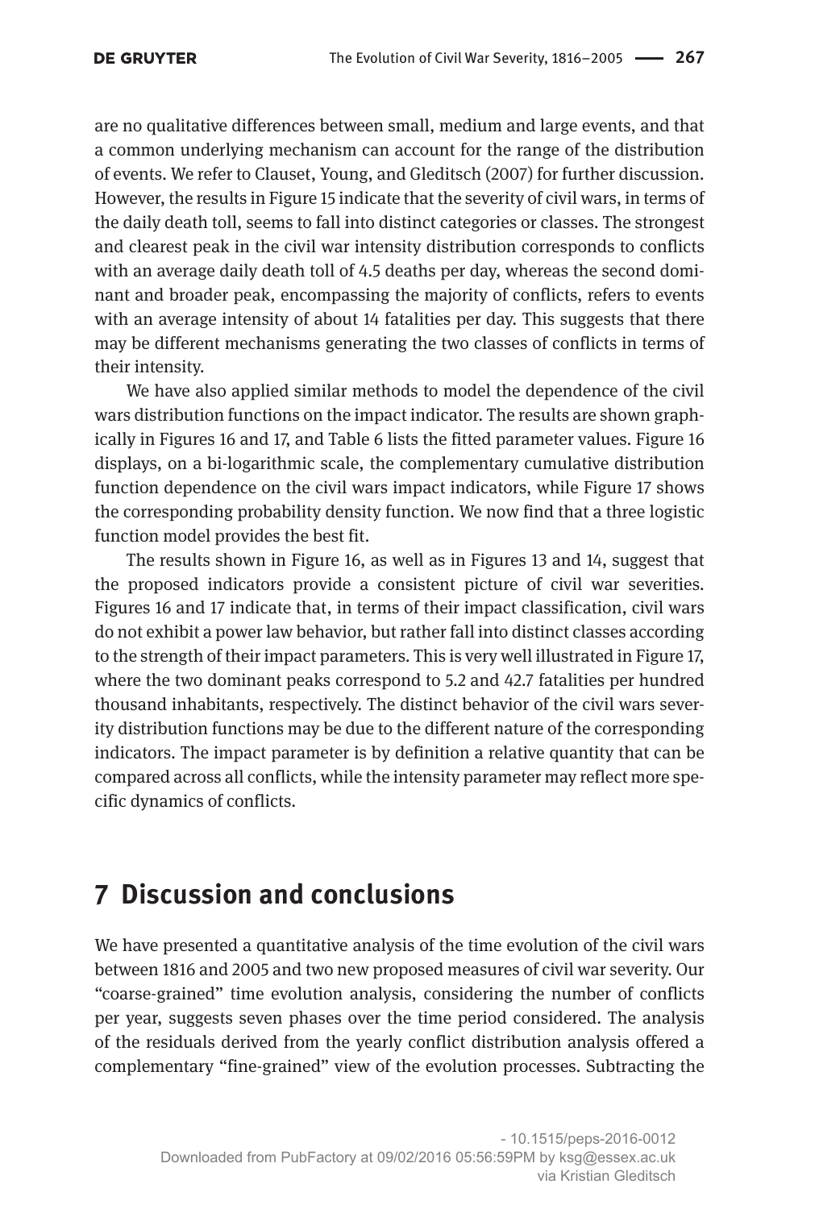are no qualitative differences between small, medium and large events, and that a common underlying mechanism can account for the range of the distribution of events. We refer to Clauset, Young, and Gleditsch (2007) for further discussion. However, the results in Figure 15 indicate that the severity of civil wars, in terms of the daily death toll, seems to fall into distinct categories or classes. The strongest and clearest peak in the civil war intensity distribution corresponds to conflicts with an average daily death toll of 4.5 deaths per day, whereas the second dominant and broader peak, encompassing the majority of conflicts, refers to events with an average intensity of about 14 fatalities per day. This suggests that there may be different mechanisms generating the two classes of conflicts in terms of their intensity.

We have also applied similar methods to model the dependence of the civil wars distribution functions on the impact indicator. The results are shown graphically in Figures 16 and 17, and Table 6 lists the fitted parameter values. Figure 16 displays, on a bi-logarithmic scale, the complementary cumulative distribution function dependence on the civil wars impact indicators, while Figure 17 shows the corresponding probability density function. We now find that a three logistic function model provides the best fit.

The results shown in Figure 16, as well as in Figures 13 and 14, suggest that the proposed indicators provide a consistent picture of civil war severities. Figures 16 and 17 indicate that, in terms of their impact classification, civil wars do not exhibit a power law behavior, but rather fall into distinct classes according to the strength of their impact parameters. This is very well illustrated in Figure 17, where the two dominant peaks correspond to 5.2 and 42.7 fatalities per hundred thousand inhabitants, respectively. The distinct behavior of the civil wars severity distribution functions may be due to the different nature of the corresponding indicators. The impact parameter is by definition a relative quantity that can be compared across all conflicts, while the intensity parameter may reflect more specific dynamics of conflicts.

## 7 Discussion and conclusions

We have presented a quantitative analysis of the time evolution of the civil wars between 1816 and 2005 and two new proposed measures of civil war severity. Our "coarse-grained" time evolution analysis, considering the number of conflicts per year, suggests seven phases over the time period considered. The analysis of the residuals derived from the yearly conflict distribution analysis offered a complementary "fine-grained" view of the evolution processes. Subtracting the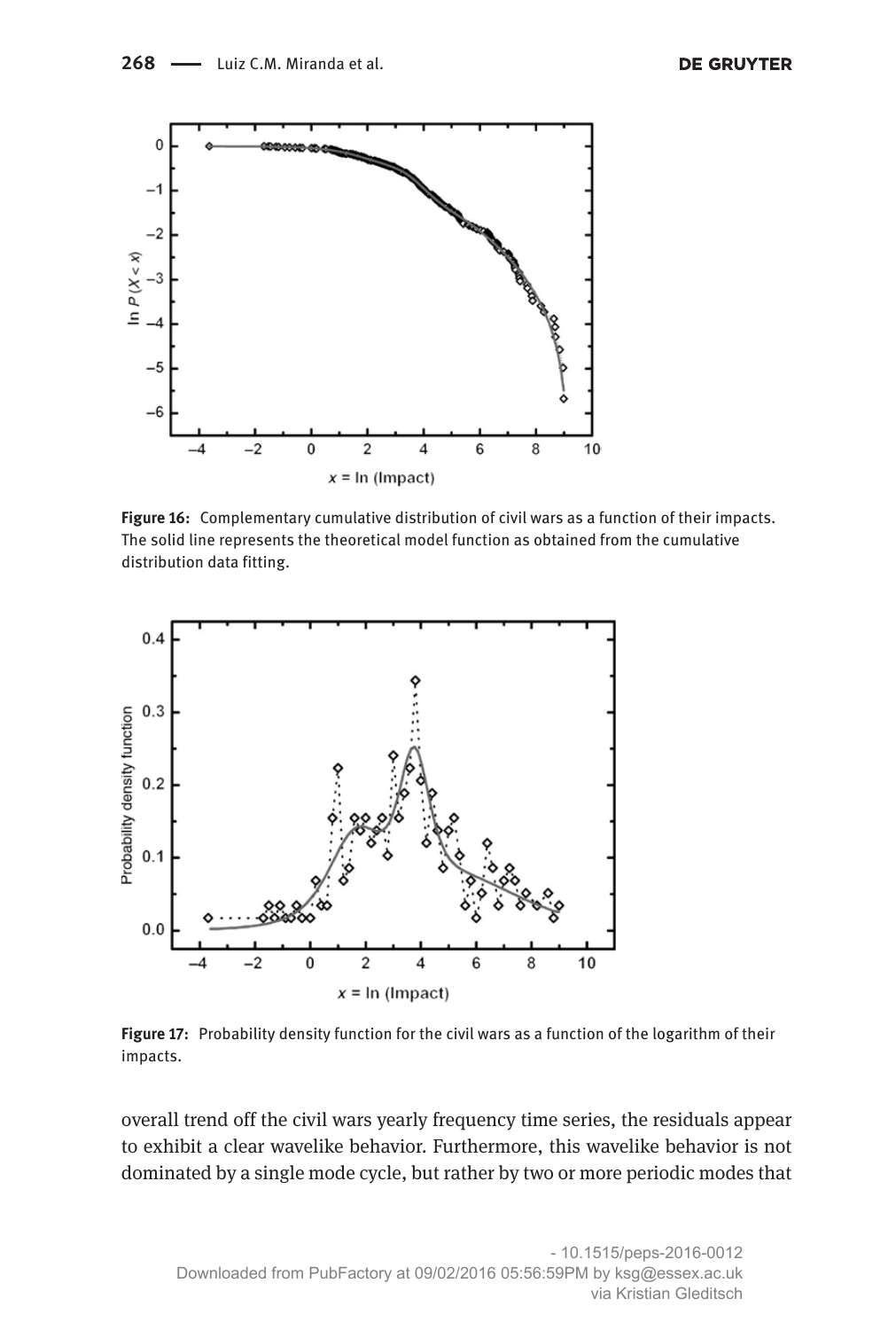**Figure 16:** Complementary cumulative distribution of civil wars as a function of their impacts. The solid line represents the theoretical model function as obtained from the cumulative distribution data fitting.

**Figure 17:** Probability density function for the civil wars as a function of the logarithm of their impacts.

overall trend off the civil wars yearly frequency time series, the residuals appear to exhibit a clear wavelike behavior. Furthermore, this wavelike behavior is not dominated by a single mode cycle, but rather by two or more periodic modes that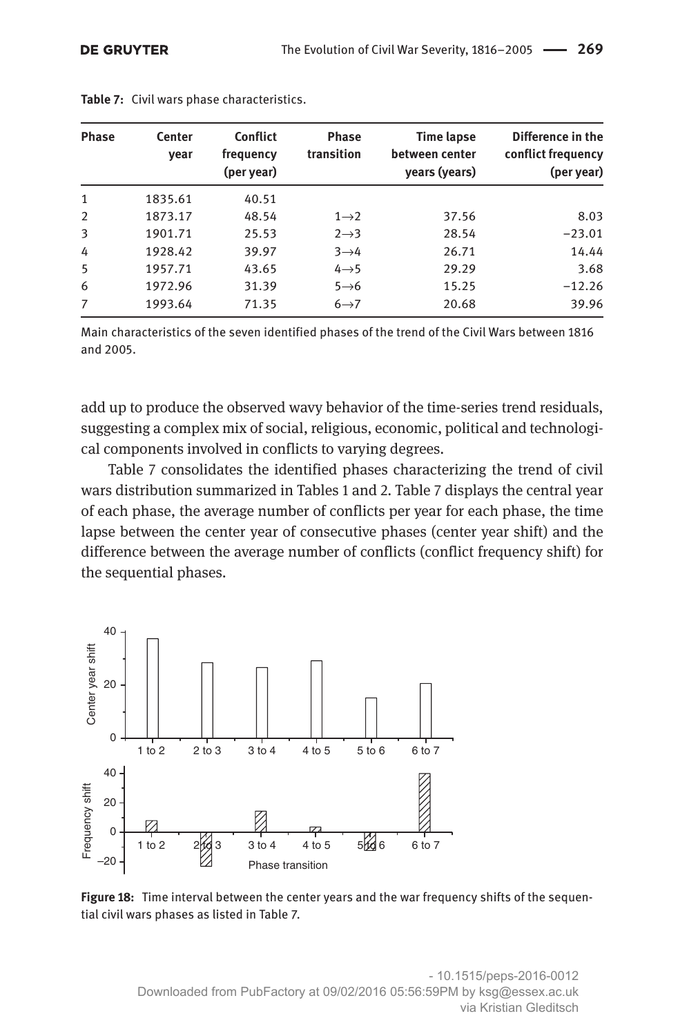**Table 7:** Civil wars phase characteristics.

| Phase | Center year | Conflict frequency (per year) | Phase transition | Time lapse between center years (years) | Difference in the conflict frequency (per year) |
|---|---|---|---|---|---|
| 1 | 1835.61 | 40.51 | | | |
| 2 | 1873.17 | 48.54 | 1→2 | 37.56 | 8.03 |
| 3 | 1901.71 | 25.53 | 2→3 | 28.54 | −23.01 |
| 4 | 1928.42 | 39.97 | 3→4 | 26.71 | 14.44 |
| 5 | 1957.71 | 43.65 | 4→5 | 29.29 | 3.68 |
| 6 | 1972.96 | 31.39 | 5→6 | 15.25 | −12.26 |
| 7 | 1993.64 | 71.35 | 6→7 | 20.68 | 39.96 |

Main characteristics of the seven identified phases of the trend of the Civil Wars between 1816 and 2005.

add up to produce the observed wavy behavior of the time-series trend residuals, suggesting a complex mix of social, religious, economic, political and technological components involved in conflicts to varying degrees.

Table 7 consolidates the identified phases characterizing the trend of civil wars distribution summarized in Tables 1 and 2. Table 7 displays the central year of each phase, the average number of conflicts per year for each phase, the time lapse between the center year of consecutive phases (center year shift) and the difference between the average number of conflicts (conflict frequency shift) for the sequential phases.

**Figure 18:** Time interval between the center years and the war frequency shifts of the sequential civil wars phases as listed in Table 7.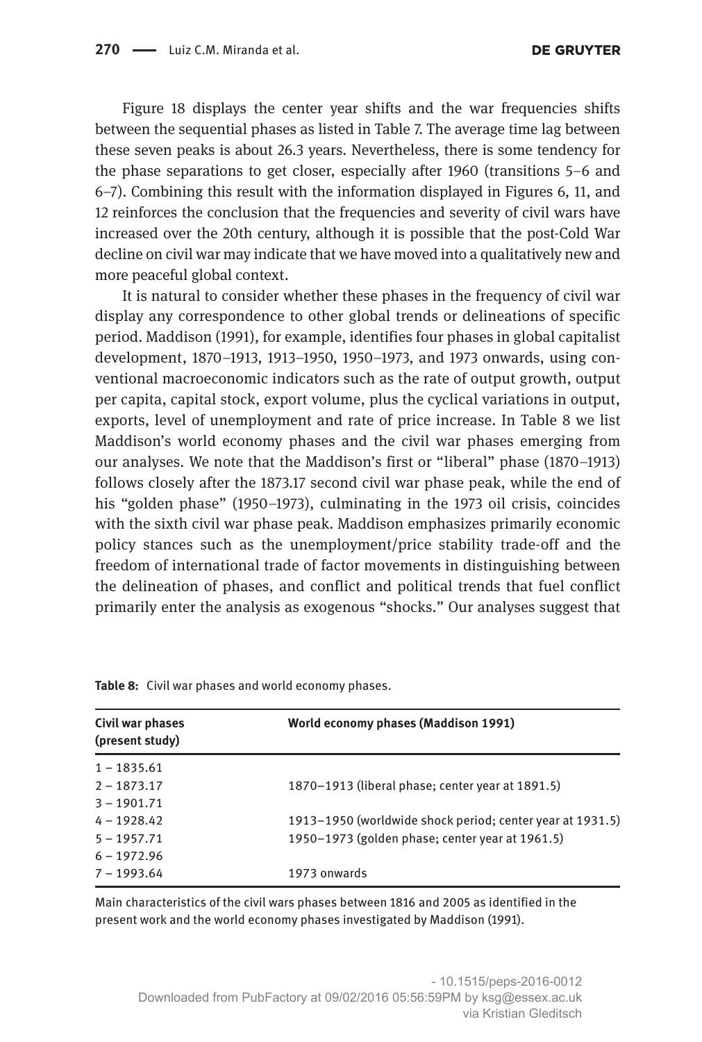Figure 18 displays the center year shifts and the war frequencies shifts between the sequential phases as listed in Table 7. The average time lag between these seven peaks is about 26.3 years. Nevertheless, there is some tendency for the phase separations to get closer, especially after 1960 (transitions 5–6 and 6–7). Combining this result with the information displayed in Figures 6, 11, and 12 reinforces the conclusion that the frequencies and severity of civil wars have increased over the 20th century, although it is possible that the post-Cold War decline on civil war may indicate that we have moved into a qualitatively new and more peaceful global context.

It is natural to consider whether these phases in the frequency of civil war display any correspondence to other global trends or delineations of specific period. Maddison (1991), for example, identifies four phases in global capitalist development, 1870–1913, 1913–1950, 1950–1973, and 1973 onwards, using conventional macroeconomic indicators such as the rate of output growth, output per capita, capital stock, export volume, plus the cyclical variations in output, exports, level of unemployment and rate of price increase. In Table 8 we list Maddison's world economy phases and the civil war phases emerging from our analyses. We note that the Maddison's first or "liberal" phase (1870–1913) follows closely after the 1873.17 second civil war phase peak, while the end of his "golden phase" (1950–1973), culminating in the 1973 oil crisis, coincides with the sixth civil war phase peak. Maddison emphasizes primarily economic policy stances such as the unemployment/price stability trade-off and the freedom of international trade of factor movements in distinguishing between the delineation of phases, and conflict and political trends that fuel conflict primarily enter the analysis as exogenous "shocks." Our analyses suggest that

**Table 8:** Civil war phases and world economy phases.

| Civil war phases (present study) | World economy phases (Maddison 1991) |
|---|---|
| 1 – 1835.61 | |
| 2 – 1873.17 | 1870–1913 (liberal phase; center year at 1891.5) |
| 3 – 1901.71 | |
| 4 – 1928.42 | 1913–1950 (worldwide shock period; center year at 1931.5) |
| 5 – 1957.71 | 1950–1973 (golden phase; center year at 1961.5) |
| 6 – 1972.96 | |
| 7 – 1993.64 | 1973 onwards |

Main characteristics of the civil wars phases between 1816 and 2005 as identified in the present work and the world economy phases investigated by Maddison (1991).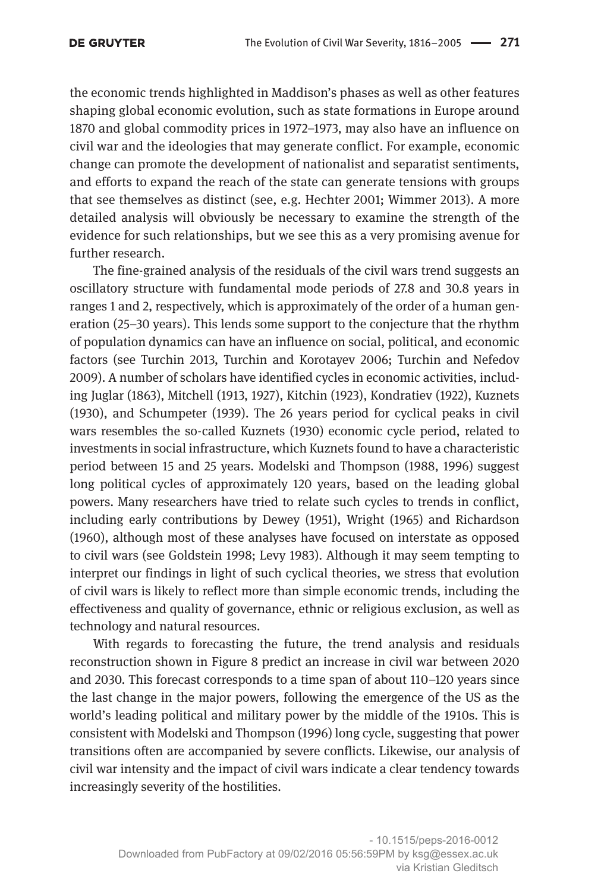the economic trends highlighted in Maddison's phases as well as other features shaping global economic evolution, such as state formations in Europe around 1870 and global commodity prices in 1972–1973, may also have an influence on civil war and the ideologies that may generate conflict. For example, economic change can promote the development of nationalist and separatist sentiments, and efforts to expand the reach of the state can generate tensions with groups that see themselves as distinct (see, e.g. Hechter 2001; Wimmer 2013). A more detailed analysis will obviously be necessary to examine the strength of the evidence for such relationships, but we see this as a very promising avenue for further research.

The fine-grained analysis of the residuals of the civil wars trend suggests an oscillatory structure with fundamental mode periods of 27.8 and 30.8 years in ranges 1 and 2, respectively, which is approximately of the order of a human generation (25–30 years). This lends some support to the conjecture that the rhythm of population dynamics can have an influence on social, political, and economic factors (see Turchin 2013, Turchin and Korotayev 2006; Turchin and Nefedov 2009). A number of scholars have identified cycles in economic activities, including Juglar (1863), Mitchell (1913, 1927), Kitchin (1923), Kondratiev (1922), Kuznets (1930), and Schumpeter (1939). The 26 years period for cyclical peaks in civil wars resembles the so-called Kuznets (1930) economic cycle period, related to investments in social infrastructure, which Kuznets found to have a characteristic period between 15 and 25 years. Modelski and Thompson (1988, 1996) suggest long political cycles of approximately 120 years, based on the leading global powers. Many researchers have tried to relate such cycles to trends in conflict, including early contributions by Dewey (1951), Wright (1965) and Richardson (1960), although most of these analyses have focused on interstate as opposed to civil wars (see Goldstein 1998; Levy 1983). Although it may seem tempting to interpret our findings in light of such cyclical theories, we stress that evolution of civil wars is likely to reflect more than simple economic trends, including the effectiveness and quality of governance, ethnic or religious exclusion, as well as technology and natural resources.

With regards to forecasting the future, the trend analysis and residuals reconstruction shown in Figure 8 predict an increase in civil war between 2020 and 2030. This forecast corresponds to a time span of about 110–120 years since the last change in the major powers, following the emergence of the US as the world's leading political and military power by the middle of the 1910s. This is consistent with Modelski and Thompson (1996) long cycle, suggesting that power transitions often are accompanied by severe conflicts. Likewise, our analysis of civil war intensity and the impact of civil wars indicate a clear tendency towards increasingly severity of the hostilities.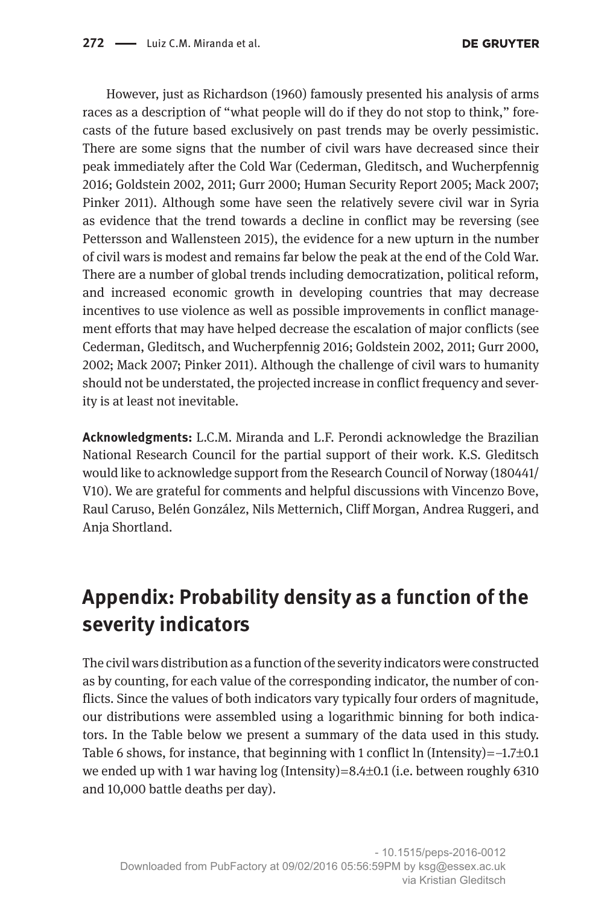However, just as Richardson (1960) famously presented his analysis of arms races as a description of "what people will do if they do not stop to think," forecasts of the future based exclusively on past trends may be overly pessimistic. There are some signs that the number of civil wars have decreased since their peak immediately after the Cold War (Cederman, Gleditsch, and Wucherpfennig 2016; Goldstein 2002, 2011; Gurr 2000; Human Security Report 2005; Mack 2007; Pinker 2011). Although some have seen the relatively severe civil war in Syria as evidence that the trend towards a decline in conflict may be reversing (see Pettersson and Wallensteen 2015), the evidence for a new upturn in the number of civil wars is modest and remains far below the peak at the end of the Cold War. There are a number of global trends including democratization, political reform, and increased economic growth in developing countries that may decrease incentives to use violence as well as possible improvements in conflict management efforts that may have helped decrease the escalation of major conflicts (see Cederman, Gleditsch, and Wucherpfennig 2016; Goldstein 2002, 2011; Gurr 2000, 2002; Mack 2007; Pinker 2011). Although the challenge of civil wars to humanity should not be understated, the projected increase in conflict frequency and severity is at least not inevitable.

**Acknowledgments:** L.C.M. Miranda and L.F. Perondi acknowledge the Brazilian National Research Council for the partial support of their work. K.S. Gleditsch would like to acknowledge support from the Research Council of Norway (180441/V10). We are grateful for comments and helpful discussions with Vincenzo Bove, Raul Caruso, Belén González, Nils Metternich, Cliff Morgan, Andrea Ruggeri, and Anja Shortland.

## Appendix: Probability density as a function of the severity indicators

The civil wars distribution as a function of the severity indicators were constructed as by counting, for each value of the corresponding indicator, the number of conflicts. Since the values of both indicators vary typically four orders of magnitude, our distributions were assembled using a logarithmic binning for both indicators. In the Table below we present a summary of the data used in this study. Table 6 shows, for instance, that beginning with 1 conflict ln (Intensity)$=-1.7\pm0.1$ we ended up with 1 war having log (Intensity)$=8.4\pm0.1$ (i.e. between roughly 6310 and 10,000 battle deaths per day).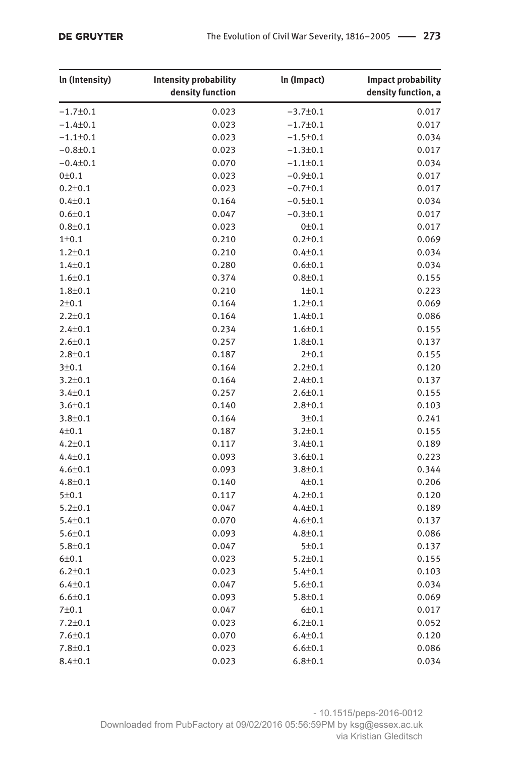| ln (Intensity) | Intensity probability density function | ln (Impact) | Impact probability density function, a |
|---|---|---|---|
| −1.7±0.1 | 0.023 | −3.7±0.1 | 0.017 |
| −1.4±0.1 | 0.023 | −1.7±0.1 | 0.017 |
| −1.1±0.1 | 0.023 | −1.5±0.1 | 0.034 |
| −0.8±0.1 | 0.023 | −1.3±0.1 | 0.017 |
| −0.4±0.1 | 0.070 | −1.1±0.1 | 0.034 |
| 0±0.1 | 0.023 | −0.9±0.1 | 0.017 |
| 0.2±0.1 | 0.023 | −0.7±0.1 | 0.017 |
| 0.4±0.1 | 0.164 | −0.5±0.1 | 0.034 |
| 0.6±0.1 | 0.047 | −0.3±0.1 | 0.017 |
| 0.8±0.1 | 0.023 | 0±0.1 | 0.017 |
| 1±0.1 | 0.210 | 0.2±0.1 | 0.069 |
| 1.2±0.1 | 0.210 | 0.4±0.1 | 0.034 |
| 1.4±0.1 | 0.280 | 0.6±0.1 | 0.034 |
| 1.6±0.1 | 0.374 | 0.8±0.1 | 0.155 |
| 1.8±0.1 | 0.210 | 1±0.1 | 0.223 |
| 2±0.1 | 0.164 | 1.2±0.1 | 0.069 |
| 2.2±0.1 | 0.164 | 1.4±0.1 | 0.086 |
| 2.4±0.1 | 0.234 | 1.6±0.1 | 0.155 |
| 2.6±0.1 | 0.257 | 1.8±0.1 | 0.137 |
| 2.8±0.1 | 0.187 | 2±0.1 | 0.155 |
| 3±0.1 | 0.164 | 2.2±0.1 | 0.120 |
| 3.2±0.1 | 0.164 | 2.4±0.1 | 0.137 |
| 3.4±0.1 | 0.257 | 2.6±0.1 | 0.155 |
| 3.6±0.1 | 0.140 | 2.8±0.1 | 0.103 |
| 3.8±0.1 | 0.164 | 3±0.1 | 0.241 |
| 4±0.1 | 0.187 | 3.2±0.1 | 0.155 |
| 4.2±0.1 | 0.117 | 3.4±0.1 | 0.189 |
| 4.4±0.1 | 0.093 | 3.6±0.1 | 0.223 |
| 4.6±0.1 | 0.093 | 3.8±0.1 | 0.344 |
| 4.8±0.1 | 0.140 | 4±0.1 | 0.206 |
| 5±0.1 | 0.117 | 4.2±0.1 | 0.120 |
| 5.2±0.1 | 0.047 | 4.4±0.1 | 0.189 |
| 5.4±0.1 | 0.070 | 4.6±0.1 | 0.137 |
| 5.6±0.1 | 0.093 | 4.8±0.1 | 0.086 |
| 5.8±0.1 | 0.047 | 5±0.1 | 0.137 |
| 6±0.1 | 0.023 | 5.2±0.1 | 0.155 |
| 6.2±0.1 | 0.023 | 5.4±0.1 | 0.103 |
| 6.4±0.1 | 0.047 | 5.6±0.1 | 0.034 |
| 6.6±0.1 | 0.093 | 5.8±0.1 | 0.069 |
| 7±0.1 | 0.047 | 6±0.1 | 0.017 |
| 7.2±0.1 | 0.023 | 6.2±0.1 | 0.052 |
| 7.6±0.1 | 0.070 | 6.4±0.1 | 0.120 |
| 7.8±0.1 | 0.023 | 6.6±0.1 | 0.086 |
| 8.4±0.1 | 0.023 | 6.8±0.1 | 0.034 |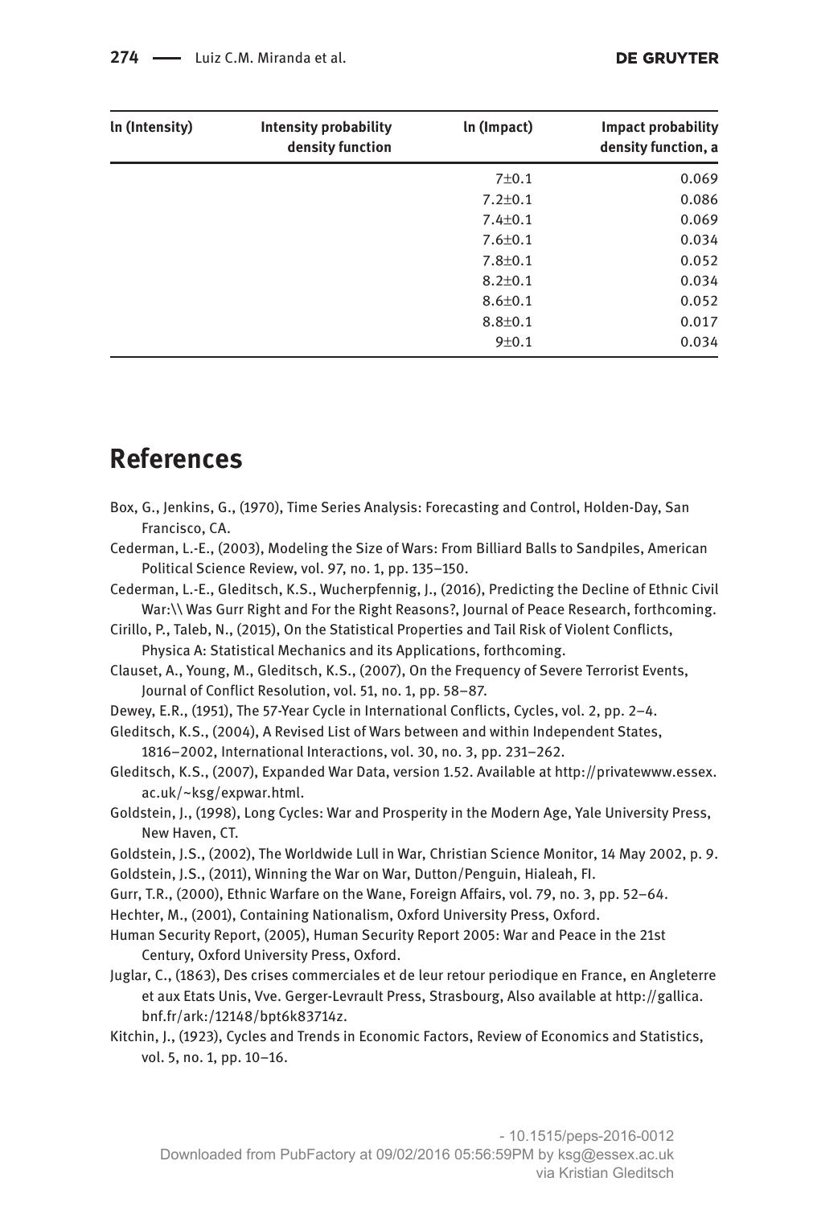| ln (Intensity) | Intensity probability density function | ln (Impact) | Impact probability density function, a |
|---|---|---|---|
| | | 7±0.1 | 0.069 |
| | | 7.2±0.1 | 0.086 |
| | | 7.4±0.1 | 0.069 |
| | | 7.6±0.1 | 0.034 |
| | | 7.8±0.1 | 0.052 |
| | | 8.2±0.1 | 0.034 |
| | | 8.6±0.1 | 0.052 |
| | | 8.8±0.1 | 0.017 |
| | | 9±0.1 | 0.034 |

# References

Box, G., Jenkins, G., (1970), Time Series Analysis: Forecasting and Control, Holden-Day, San Francisco, CA.

Cederman, L.-E., (2003), Modeling the Size of Wars: From Billiard Balls to Sandpiles, American Political Science Review, vol. 97, no. 1, pp. 135–150.

Cederman, L.-E., Gleditsch, K.S., Wucherpfennig, J., (2016), Predicting the Decline of Ethnic Civil War:\\ Was Gurr Right and For the Right Reasons?, Journal of Peace Research, forthcoming.

Cirillo, P., Taleb, N., (2015), On the Statistical Properties and Tail Risk of Violent Conflicts, Physica A: Statistical Mechanics and its Applications, forthcoming.

Clauset, A., Young, M., Gleditsch, K.S., (2007), On the Frequency of Severe Terrorist Events, Journal of Conflict Resolution, vol. 51, no. 1, pp. 58–87.

Dewey, E.R., (1951), The 57-Year Cycle in International Conflicts, Cycles, vol. 2, pp. 2–4.

Gleditsch, K.S., (2004), A Revised List of Wars between and within Independent States, 1816–2002, International Interactions, vol. 30, no. 3, pp. 231–262.

Gleditsch, K.S., (2007), Expanded War Data, version 1.52. Available at http://privatewww.essex.ac.uk/~ksg/expwar.html.

Goldstein, J., (1998), Long Cycles: War and Prosperity in the Modern Age, Yale University Press, New Haven, CT.

Goldstein, J.S., (2002), The Worldwide Lull in War, Christian Science Monitor, 14 May 2002, p. 9.

Goldstein, J.S., (2011), Winning the War on War, Dutton/Penguin, Hialeah, Fl.

Gurr, T.R., (2000), Ethnic Warfare on the Wane, Foreign Affairs, vol. 79, no. 3, pp. 52–64.

Hechter, M., (2001), Containing Nationalism, Oxford University Press, Oxford.

Human Security Report, (2005), Human Security Report 2005: War and Peace in the 21st Century, Oxford University Press, Oxford.

Juglar, C., (1863), Des crises commerciales et de leur retour periodique en France, en Angleterre et aux Etats Unis, Vve. Gerger-Levrault Press, Strasbourg, Also available at http://gallica.bnf.fr/ark:/12148/bpt6k83714z.

Kitchin, J., (1923), Cycles and Trends in Economic Factors, Review of Economics and Statistics, vol. 5, no. 1, pp. 10–16.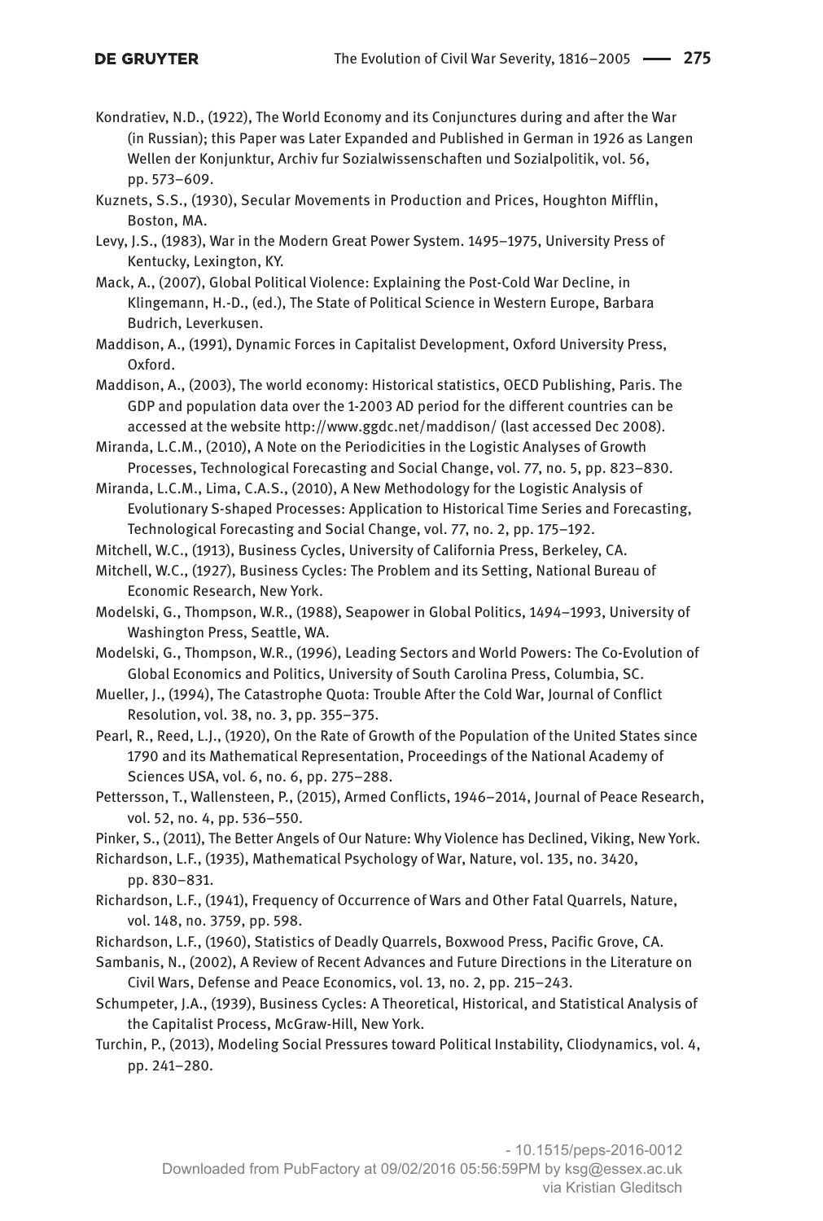Kondratiev, N.D., (1922), The World Economy and its Conjunctures during and after the War (in Russian); this Paper was Later Expanded and Published in German in 1926 as Langen Wellen der Konjunktur, Archiv fur Sozialwissenschaften und Sozialpolitik, vol. 56, pp. 573–609.

Kuznets, S.S., (1930), Secular Movements in Production and Prices, Houghton Mifflin, Boston, MA.

Levy, J.S., (1983), War in the Modern Great Power System. 1495–1975, University Press of Kentucky, Lexington, KY.

Mack, A., (2007), Global Political Violence: Explaining the Post-Cold War Decline, in Klingemann, H.-D., (ed.), The State of Political Science in Western Europe, Barbara Budrich, Leverkusen.

Maddison, A., (1991), Dynamic Forces in Capitalist Development, Oxford University Press, Oxford.

Maddison, A., (2003), The world economy: Historical statistics, OECD Publishing, Paris. The GDP and population data over the 1-2003 AD period for the different countries can be accessed at the website http://www.ggdc.net/maddison/ (last accessed Dec 2008).

Miranda, L.C.M., (2010), A Note on the Periodicities in the Logistic Analyses of Growth Processes, Technological Forecasting and Social Change, vol. 77, no. 5, pp. 823–830.

Miranda, L.C.M., Lima, C.A.S., (2010), A New Methodology for the Logistic Analysis of Evolutionary S-shaped Processes: Application to Historical Time Series and Forecasting, Technological Forecasting and Social Change, vol. 77, no. 2, pp. 175–192.

Mitchell, W.C., (1913), Business Cycles, University of California Press, Berkeley, CA.

Mitchell, W.C., (1927), Business Cycles: The Problem and its Setting, National Bureau of Economic Research, New York.

Modelski, G., Thompson, W.R., (1988), Seapower in Global Politics, 1494–1993, University of Washington Press, Seattle, WA.

Modelski, G., Thompson, W.R., (1996), Leading Sectors and World Powers: The Co-Evolution of Global Economics and Politics, University of South Carolina Press, Columbia, SC.

Mueller, J., (1994), The Catastrophe Quota: Trouble After the Cold War, Journal of Conflict Resolution, vol. 38, no. 3, pp. 355–375.

Pearl, R., Reed, L.J., (1920), On the Rate of Growth of the Population of the United States since 1790 and its Mathematical Representation, Proceedings of the National Academy of Sciences USA, vol. 6, no. 6, pp. 275–288.

Pettersson, T., Wallensteen, P., (2015), Armed Conflicts, 1946–2014, Journal of Peace Research, vol. 52, no. 4, pp. 536–550.

Pinker, S., (2011), The Better Angels of Our Nature: Why Violence has Declined, Viking, New York.

Richardson, L.F., (1935), Mathematical Psychology of War, Nature, vol. 135, no. 3420, pp. 830–831.

Richardson, L.F., (1941), Frequency of Occurrence of Wars and Other Fatal Quarrels, Nature, vol. 148, no. 3759, pp. 598.

Richardson, L.F., (1960), Statistics of Deadly Quarrels, Boxwood Press, Pacific Grove, CA.

Sambanis, N., (2002), A Review of Recent Advances and Future Directions in the Literature on Civil Wars, Defense and Peace Economics, vol. 13, no. 2, pp. 215–243.

Schumpeter, J.A., (1939), Business Cycles: A Theoretical, Historical, and Statistical Analysis of the Capitalist Process, McGraw-Hill, New York.

Turchin, P., (2013), Modeling Social Pressures toward Political Instability, Cliodynamics, vol. 4, pp. 241–280.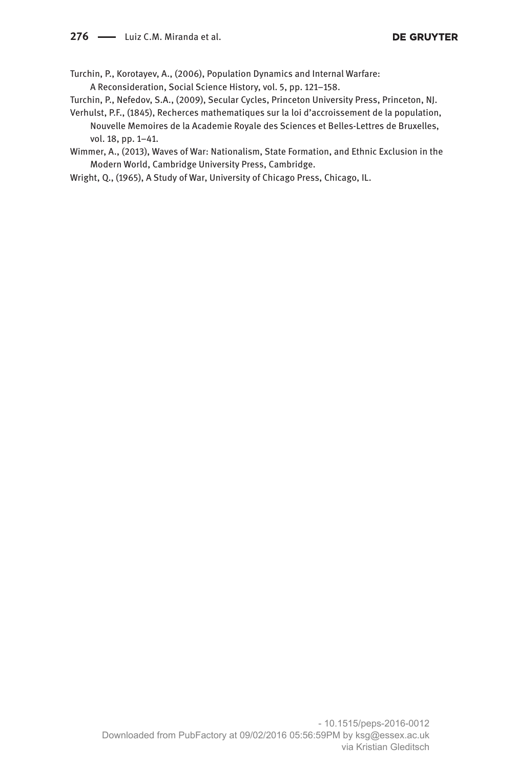Turchin, P., Korotayev, A., (2006), Population Dynamics and Internal Warfare: A Reconsideration, Social Science History, vol. 5, pp. 121–158.

Turchin, P., Nefedov, S.A., (2009), Secular Cycles, Princeton University Press, Princeton, NJ.

Verhulst, P.F., (1845), Recherces mathematiques sur la loi d'accroissement de la population, Nouvelle Memoires de la Academie Royale des Sciences et Belles-Lettres de Bruxelles, vol. 18, pp. 1–41.

Wimmer, A., (2013), Waves of War: Nationalism, State Formation, and Ethnic Exclusion in the Modern World, Cambridge University Press, Cambridge.

Wright, Q., (1965), A Study of War, University of Chicago Press, Chicago, IL.